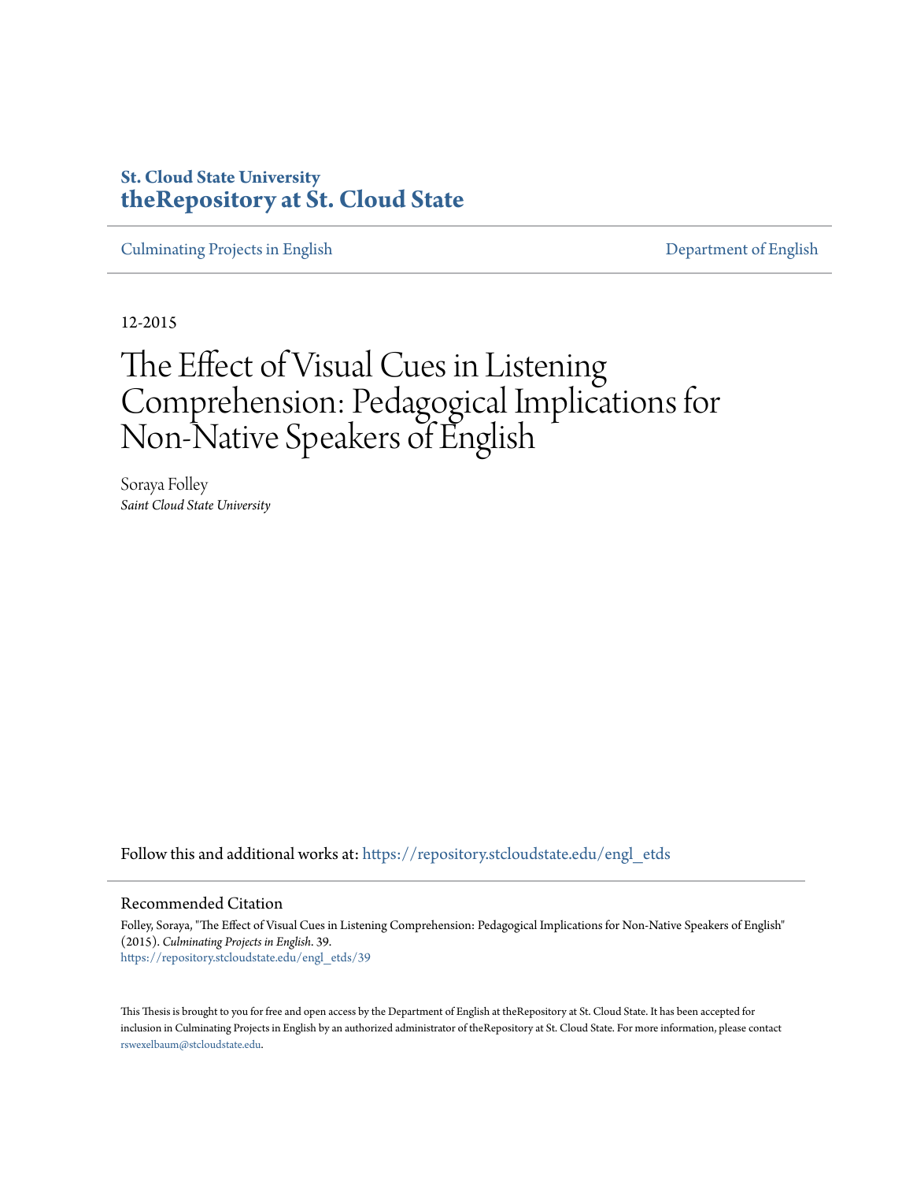St. Cloud State University

**theRepository at St. Cloud State**

Culminating Projects in English

Department of English

12-2015

# The Effect of Visual Cues in Listening Comprehension: Pedagogical Implications for Non-Native Speakers of English

Soraya Folley

*Saint Cloud State University*

Follow this and additional works at: https://repository.stcloudstate.edu/engl_etds

## Recommended Citation

Folley, Soraya, "The Effect of Visual Cues in Listening Comprehension: Pedagogical Implications for Non-Native Speakers of English" (2015). *Culminating Projects in English*. 39.
https://repository.stcloudstate.edu/engl_etds/39

This Thesis is brought to you for free and open access by the Department of English at theRepository at St. Cloud State. It has been accepted for inclusion in Culminating Projects in English by an authorized administrator of theRepository at St. Cloud State. For more information, please contact rswexelbaum@stcloudstate.edu.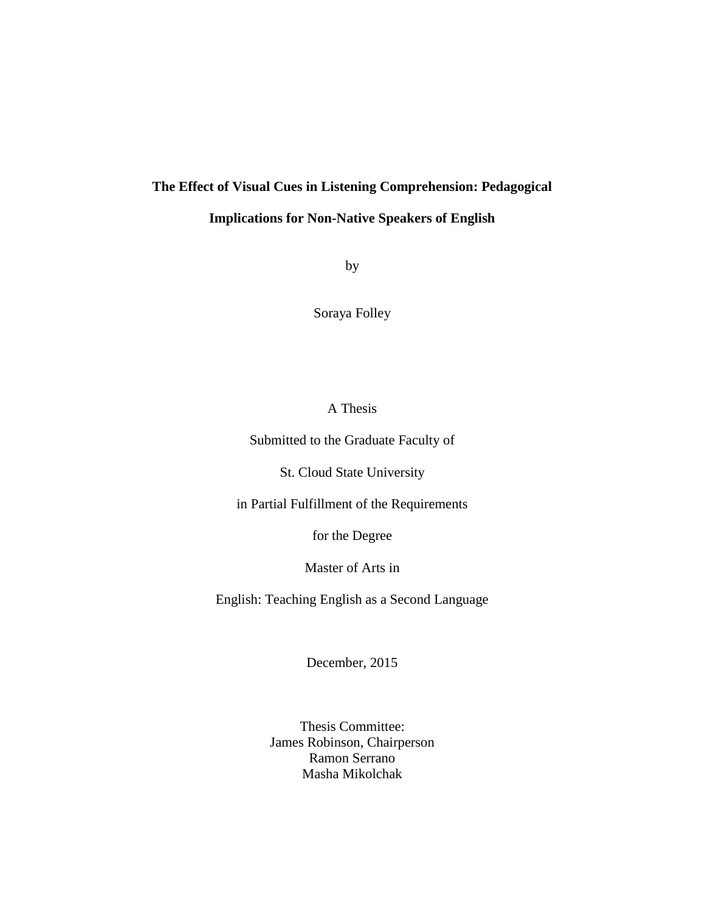**The Effect of Visual Cues in Listening Comprehension: Pedagogical Implications for Non-Native Speakers of English**

by

Soraya Folley

A Thesis

Submitted to the Graduate Faculty of

St. Cloud State University

in Partial Fulfillment of the Requirements

for the Degree

Master of Arts in

English: Teaching English as a Second Language

December, 2015

Thesis Committee:
James Robinson, Chairperson
Ramon Serrano
Masha Mikolchak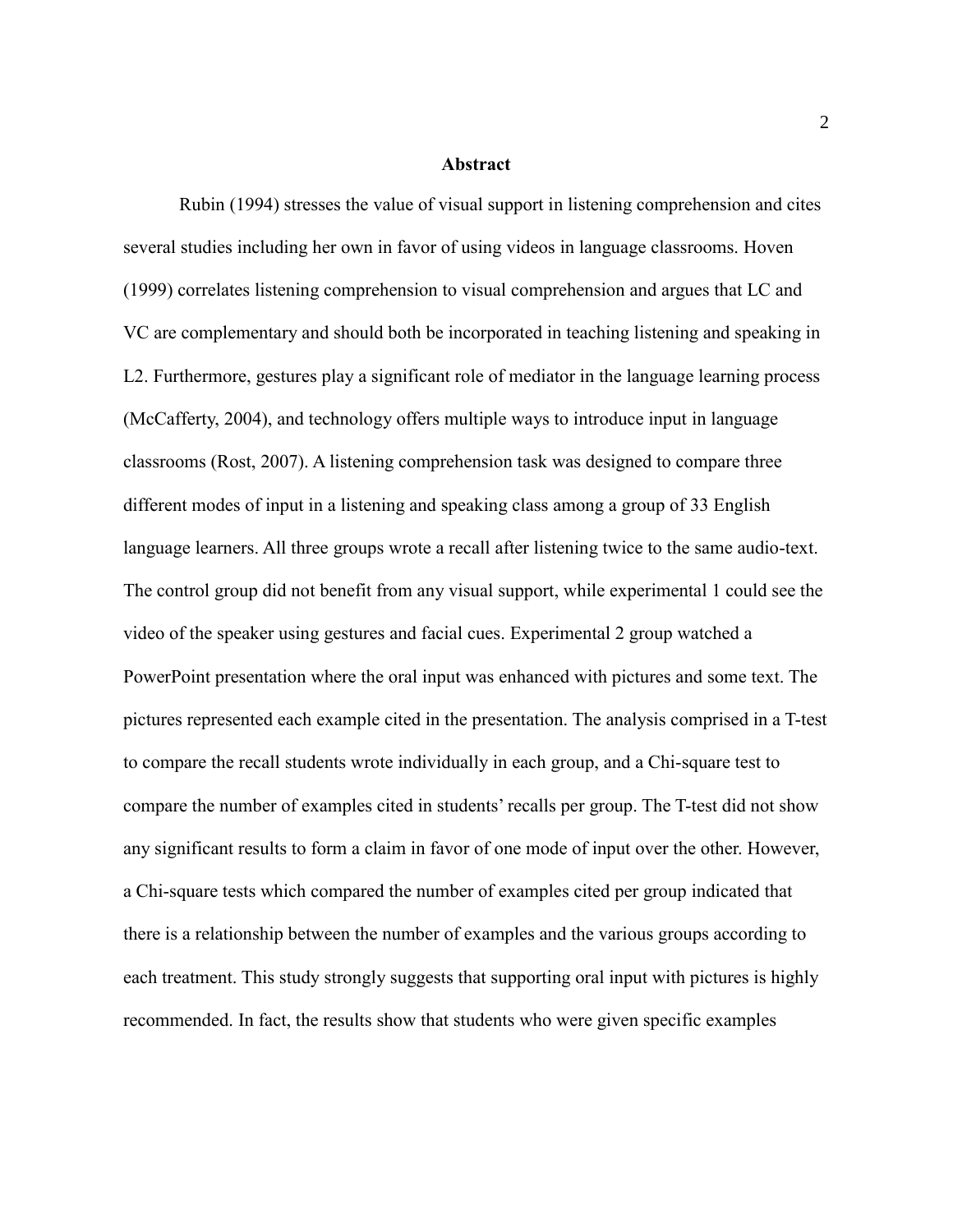## Abstract

Rubin (1994) stresses the value of visual support in listening comprehension and cites several studies including her own in favor of using videos in language classrooms. Hoven (1999) correlates listening comprehension to visual comprehension and argues that LC and VC are complementary and should both be incorporated in teaching listening and speaking in L2. Furthermore, gestures play a significant role of mediator in the language learning process (McCafferty, 2004), and technology offers multiple ways to introduce input in language classrooms (Rost, 2007). A listening comprehension task was designed to compare three different modes of input in a listening and speaking class among a group of 33 English language learners. All three groups wrote a recall after listening twice to the same audio-text. The control group did not benefit from any visual support, while experimental 1 could see the video of the speaker using gestures and facial cues. Experimental 2 group watched a PowerPoint presentation where the oral input was enhanced with pictures and some text. The pictures represented each example cited in the presentation. The analysis comprised in a T-test to compare the recall students wrote individually in each group, and a Chi-square test to compare the number of examples cited in students' recalls per group. The T-test did not show any significant results to form a claim in favor of one mode of input over the other. However, a Chi-square tests which compared the number of examples cited per group indicated that there is a relationship between the number of examples and the various groups according to each treatment. This study strongly suggests that supporting oral input with pictures is highly recommended. In fact, the results show that students who were given specific examples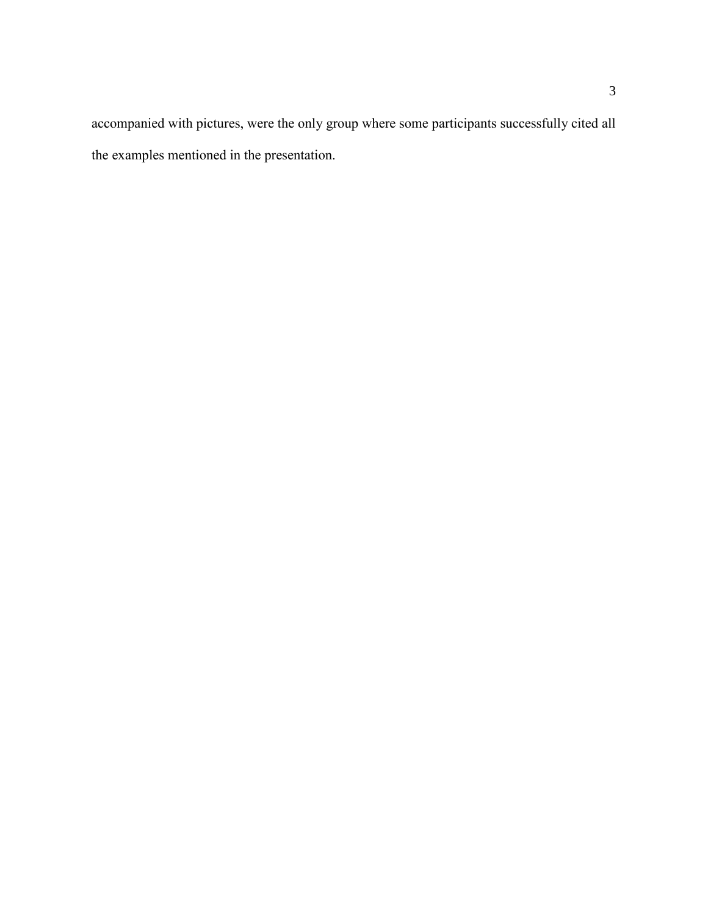accompanied with pictures, were the only group where some participants successfully cited all the examples mentioned in the presentation.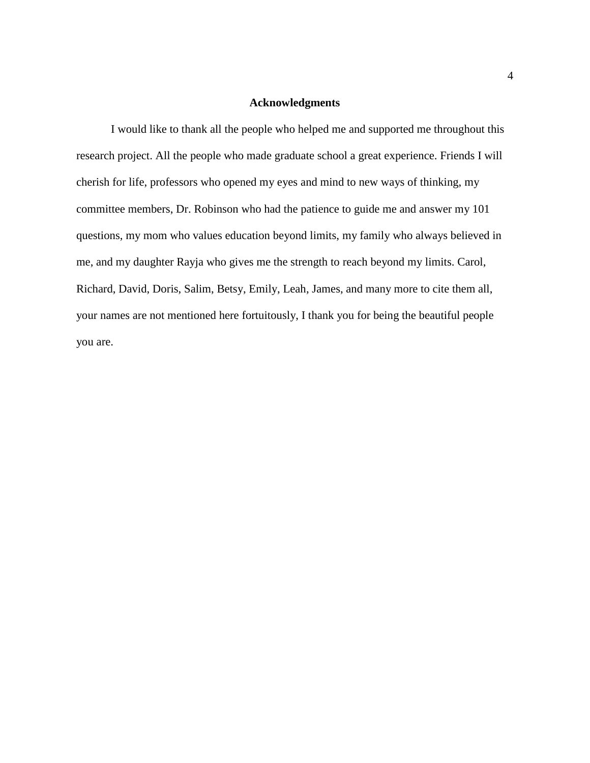# Acknowledgments

I would like to thank all the people who helped me and supported me throughout this research project. All the people who made graduate school a great experience. Friends I will cherish for life, professors who opened my eyes and mind to new ways of thinking, my committee members, Dr. Robinson who had the patience to guide me and answer my 101 questions, my mom who values education beyond limits, my family who always believed in me, and my daughter Rayja who gives me the strength to reach beyond my limits. Carol, Richard, David, Doris, Salim, Betsy, Emily, Leah, James, and many more to cite them all, your names are not mentioned here fortuitously, I thank you for being the beautiful people you are.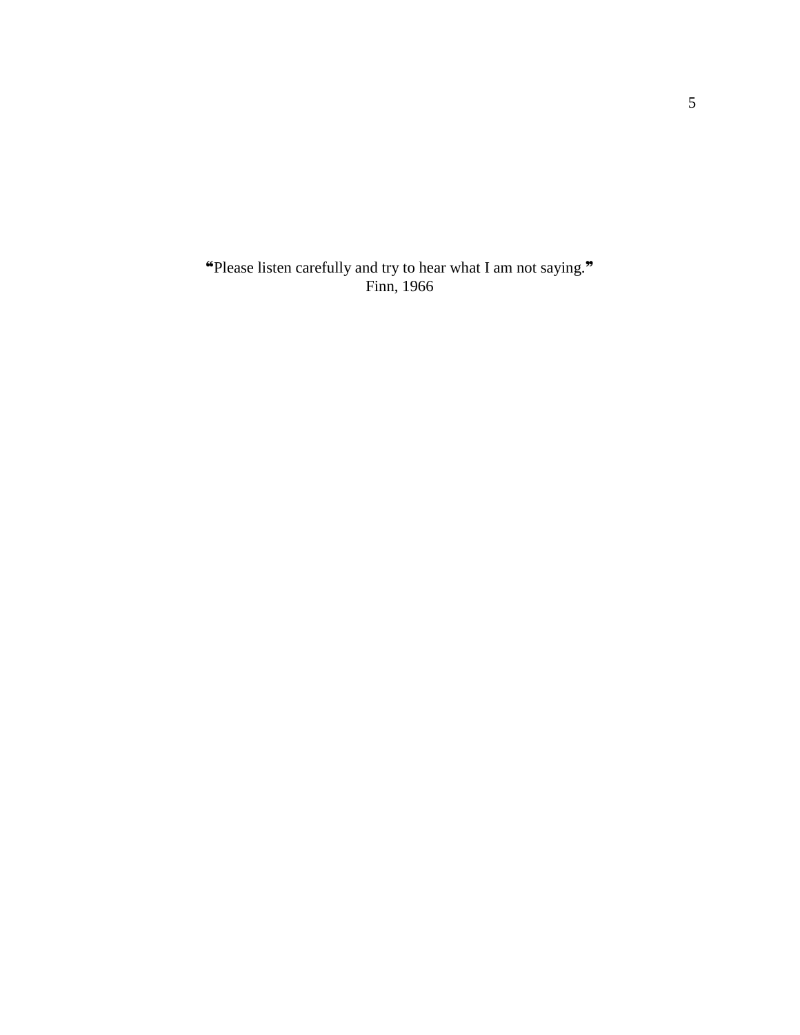❝Please listen carefully and try to hear what I am not saying.❞
Finn, 1966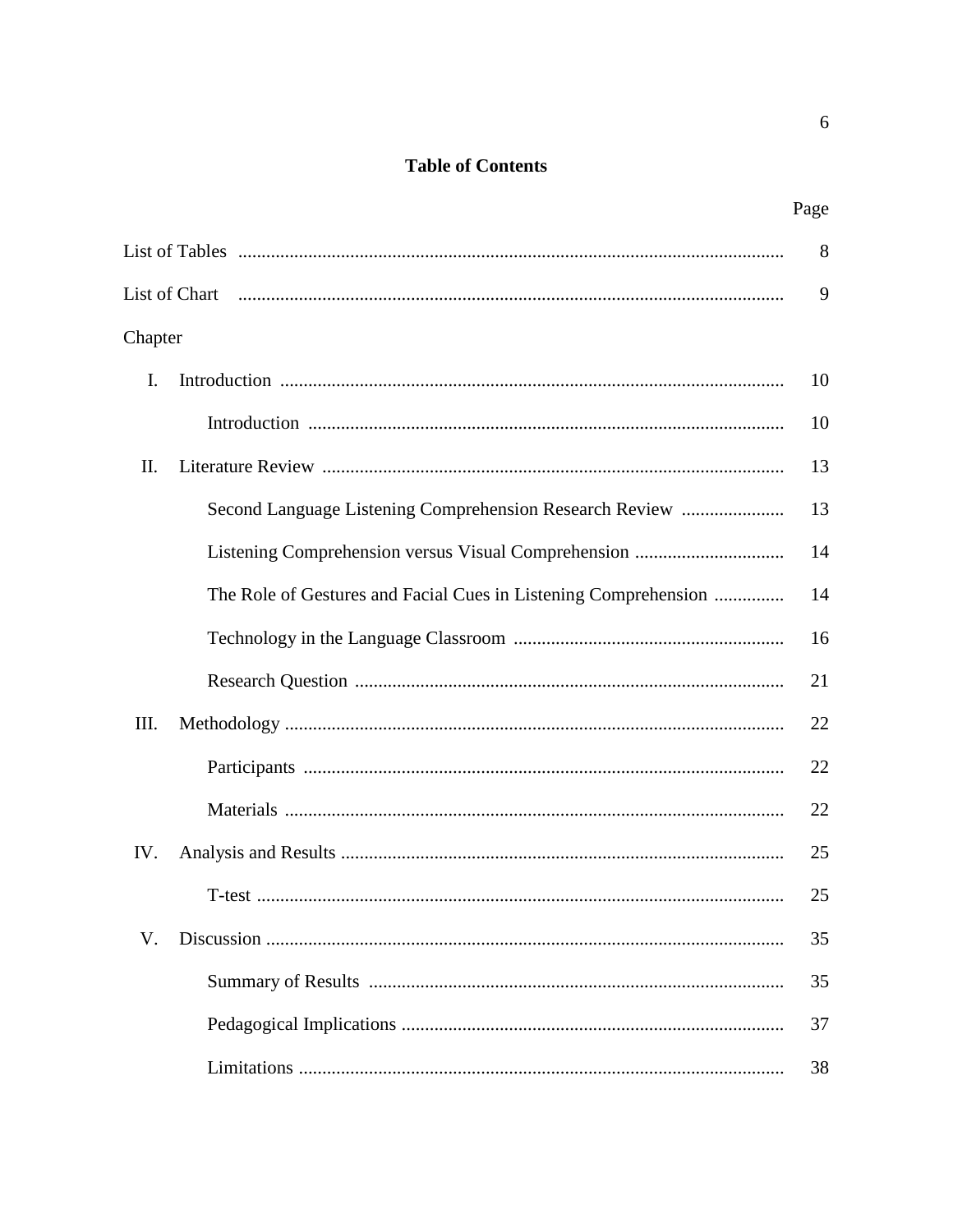**Table of Contents**

| | Page |
|---|---|
| List of Tables | 8 |
| List of Chart | 9 |
| Chapter | |
| I. Introduction | 10 |
| Introduction | 10 |
| II. Literature Review | 13 |
| Second Language Listening Comprehension Research Review | 13 |
| Listening Comprehension versus Visual Comprehension | 14 |
| The Role of Gestures and Facial Cues in Listening Comprehension | 14 |
| Technology in the Language Classroom | 16 |
| Research Question | 21 |
| III. Methodology | 22 |
| Participants | 22 |
| Materials | 22 |
| IV. Analysis and Results | 25 |
| T-test | 25 |
| V. Discussion | 35 |
| Summary of Results | 35 |
| Pedagogical Implications | 37 |
| Limitations | 38 |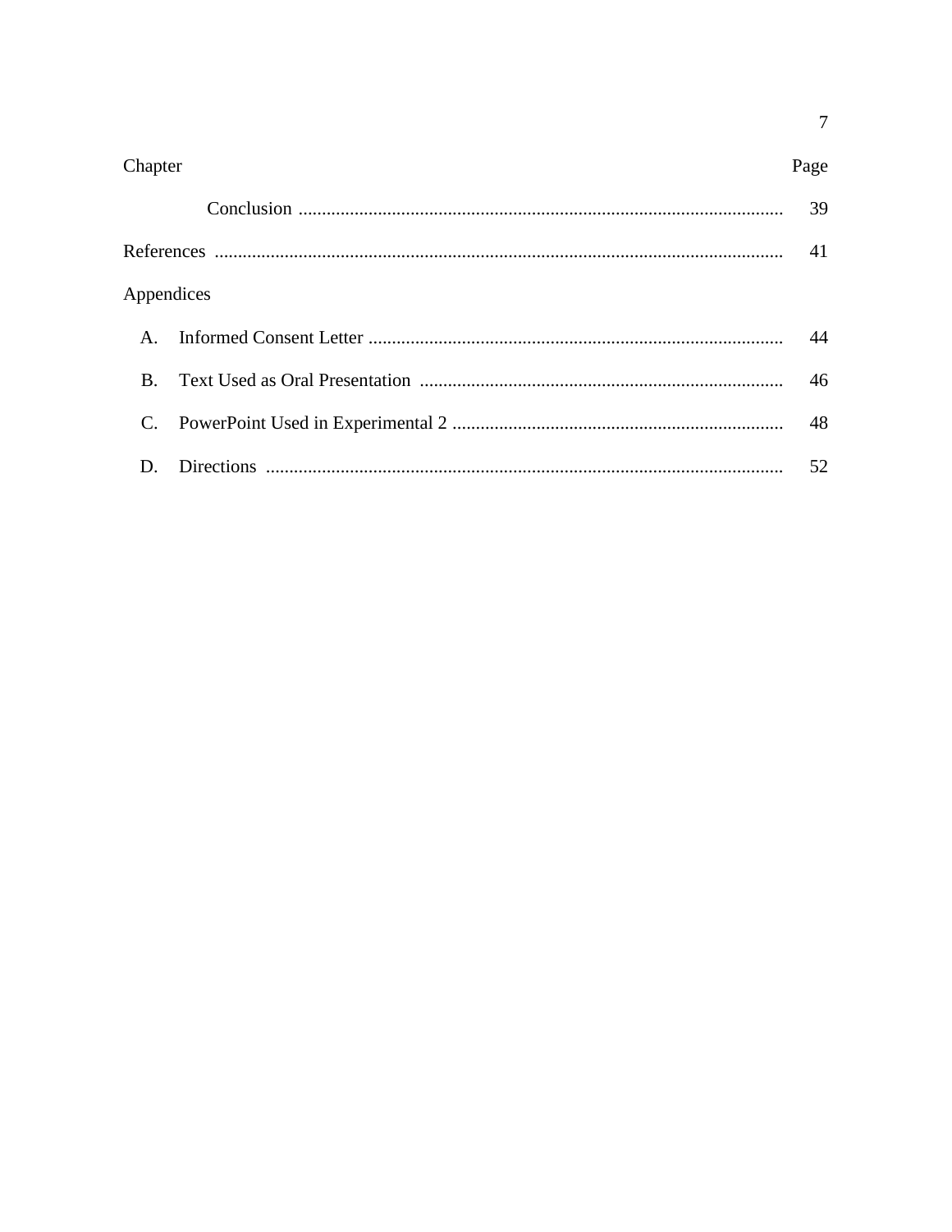| Chapter | Page |
|---|---|
| Conclusion | 39 |
| References | 41 |
| Appendices | |
| A. Informed Consent Letter | 44 |
| B. Text Used as Oral Presentation | 46 |
| C. PowerPoint Used in Experimental 2 | 48 |
| D. Directions | 52 |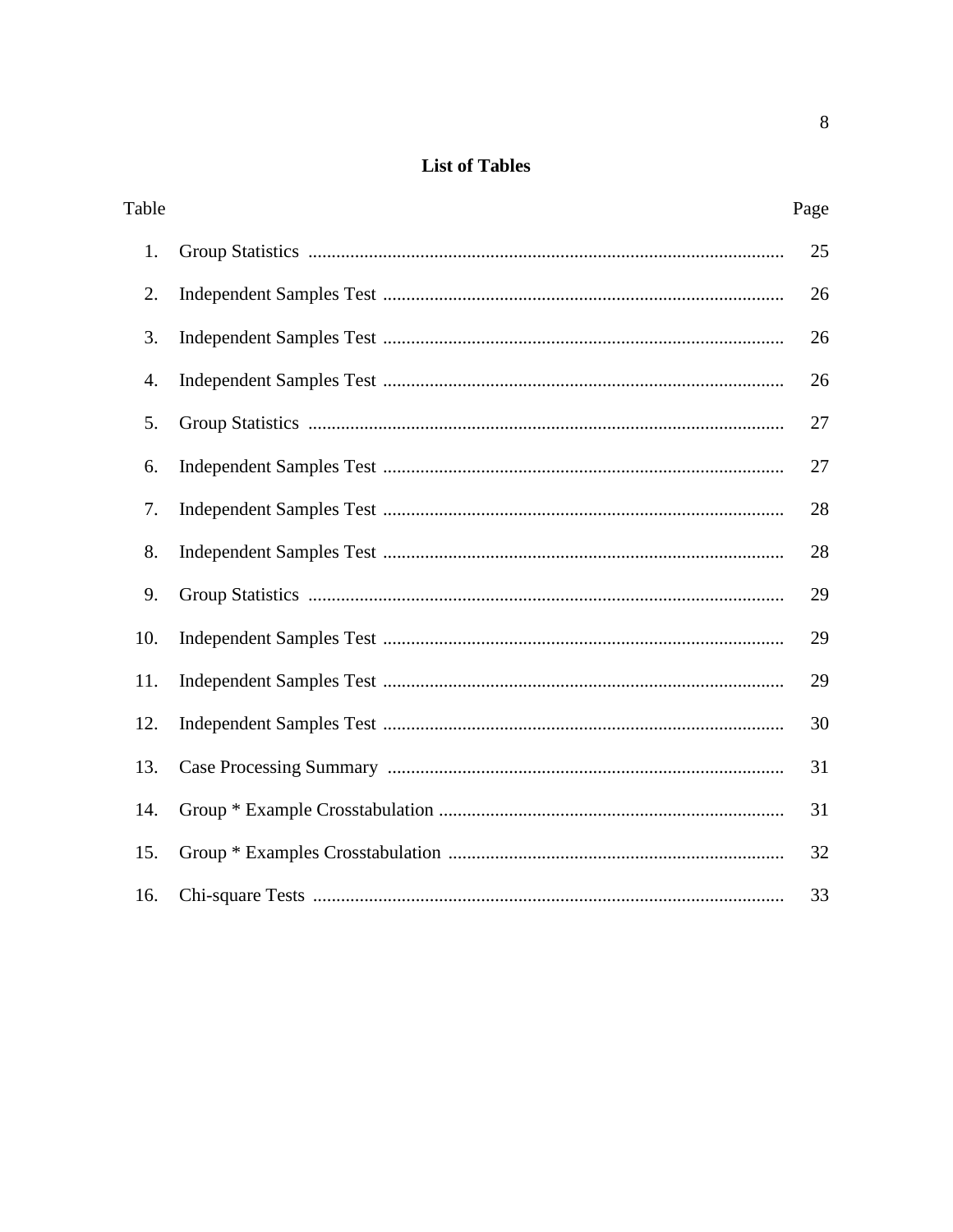## List of Tables

| Table | | Page |
|---|---|---|
| 1. | Group Statistics | 25 |
| 2. | Independent Samples Test | 26 |
| 3. | Independent Samples Test | 26 |
| 4. | Independent Samples Test | 26 |
| 5. | Group Statistics | 27 |
| 6. | Independent Samples Test | 27 |
| 7. | Independent Samples Test | 28 |
| 8. | Independent Samples Test | 28 |
| 9. | Group Statistics | 29 |
| 10. | Independent Samples Test | 29 |
| 11. | Independent Samples Test | 29 |
| 12. | Independent Samples Test | 30 |
| 13. | Case Processing Summary | 31 |
| 14. | Group * Example Crosstabulation | 31 |
| 15. | Group * Examples Crosstabulation | 32 |
| 16. | Chi-square Tests | 33 |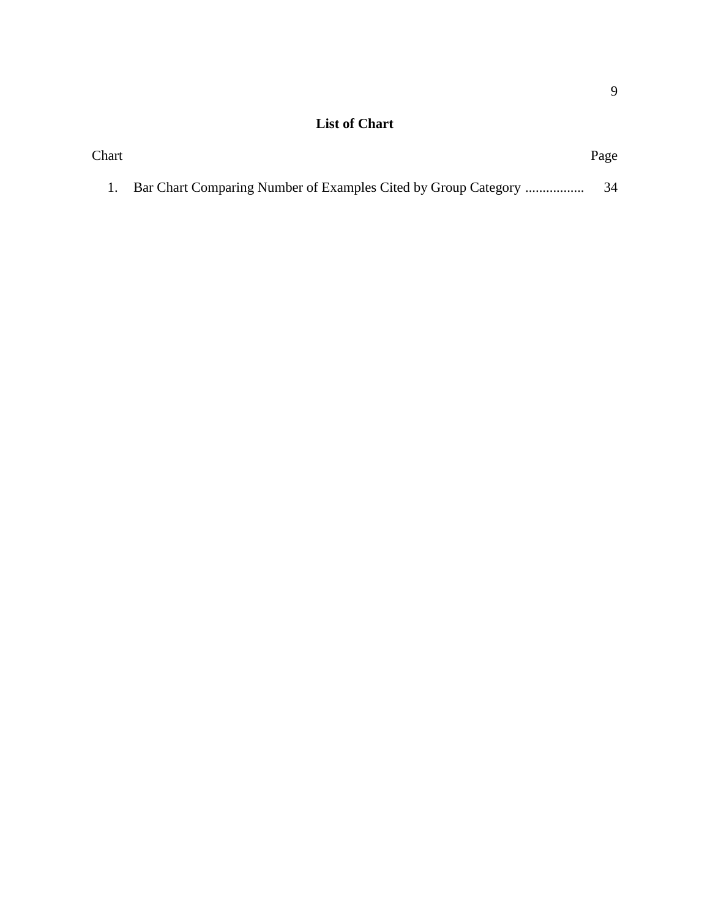## List of Chart

| Chart | Page |
|---|---|
| 1. Bar Chart Comparing Number of Examples Cited by Group Category ................. | 34 |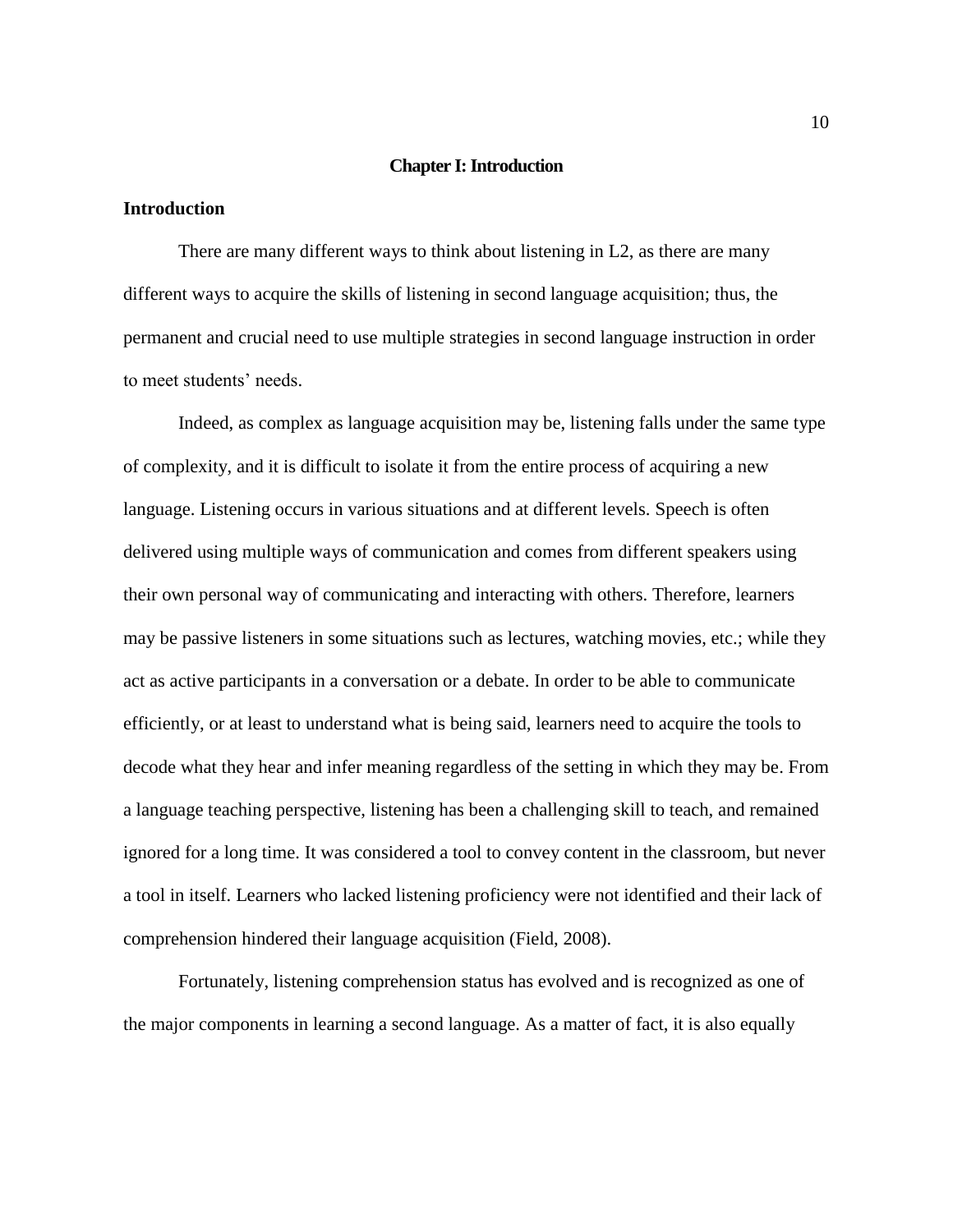# Chapter I: Introduction

## Introduction

There are many different ways to think about listening in L2, as there are many different ways to acquire the skills of listening in second language acquisition; thus, the permanent and crucial need to use multiple strategies in second language instruction in order to meet students' needs.

Indeed, as complex as language acquisition may be, listening falls under the same type of complexity, and it is difficult to isolate it from the entire process of acquiring a new language. Listening occurs in various situations and at different levels. Speech is often delivered using multiple ways of communication and comes from different speakers using their own personal way of communicating and interacting with others. Therefore, learners may be passive listeners in some situations such as lectures, watching movies, etc.; while they act as active participants in a conversation or a debate. In order to be able to communicate efficiently, or at least to understand what is being said, learners need to acquire the tools to decode what they hear and infer meaning regardless of the setting in which they may be. From a language teaching perspective, listening has been a challenging skill to teach, and remained ignored for a long time. It was considered a tool to convey content in the classroom, but never a tool in itself. Learners who lacked listening proficiency were not identified and their lack of comprehension hindered their language acquisition (Field, 2008).

Fortunately, listening comprehension status has evolved and is recognized as one of the major components in learning a second language. As a matter of fact, it is also equally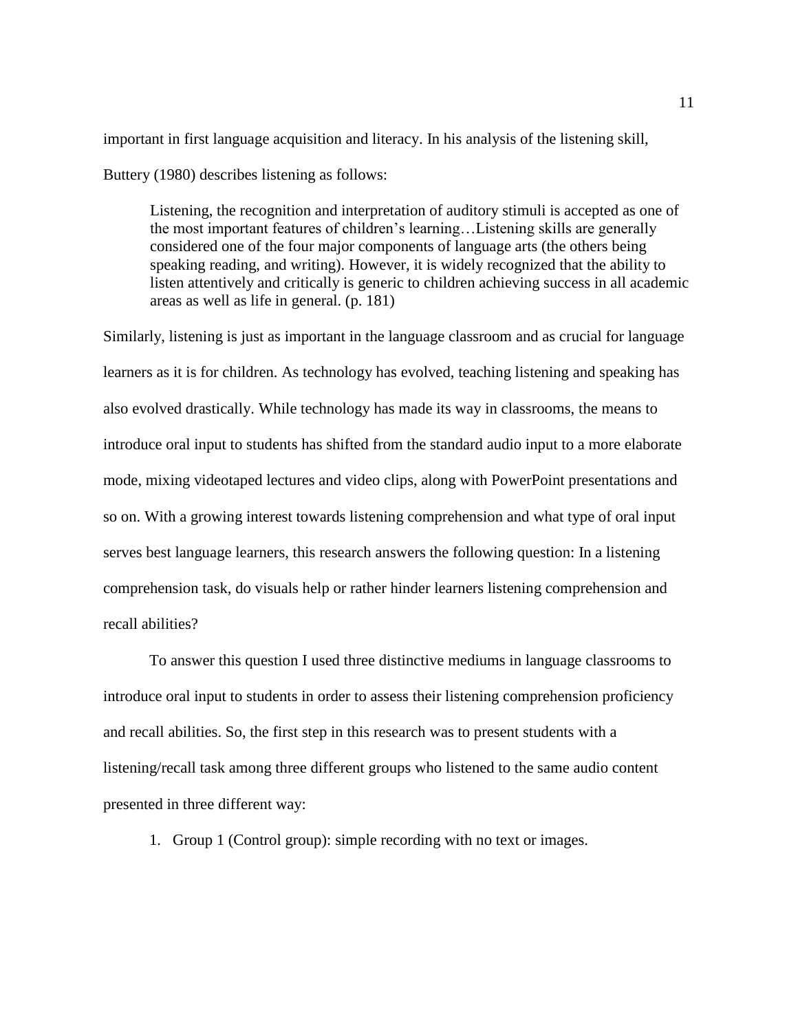important in first language acquisition and literacy. In his analysis of the listening skill, Buttery (1980) describes listening as follows:

> Listening, the recognition and interpretation of auditory stimuli is accepted as one of the most important features of children's learning…Listening skills are generally considered one of the four major components of language arts (the others being speaking reading, and writing). However, it is widely recognized that the ability to listen attentively and critically is generic to children achieving success in all academic areas as well as life in general. (p. 181)

Similarly, listening is just as important in the language classroom and as crucial for language learners as it is for children. As technology has evolved, teaching listening and speaking has also evolved drastically. While technology has made its way in classrooms, the means to introduce oral input to students has shifted from the standard audio input to a more elaborate mode, mixing videotaped lectures and video clips, along with PowerPoint presentations and so on. With a growing interest towards listening comprehension and what type of oral input serves best language learners, this research answers the following question: In a listening comprehension task, do visuals help or rather hinder learners listening comprehension and recall abilities?

To answer this question I used three distinctive mediums in language classrooms to introduce oral input to students in order to assess their listening comprehension proficiency and recall abilities. So, the first step in this research was to present students with a listening/recall task among three different groups who listened to the same audio content presented in three different way:

1. Group 1 (Control group): simple recording with no text or images.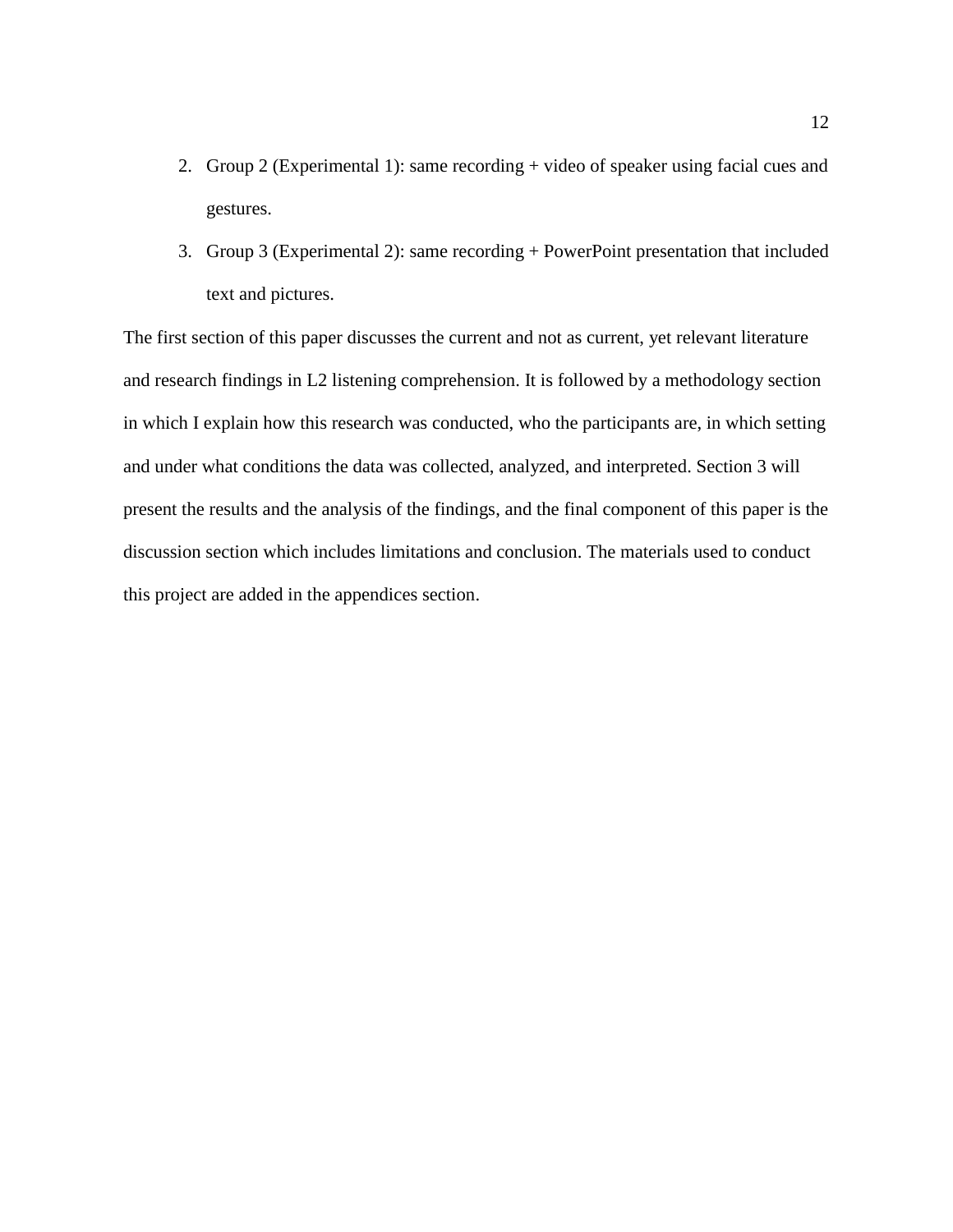2. Group 2 (Experimental 1): same recording + video of speaker using facial cues and gestures.
3. Group 3 (Experimental 2): same recording + PowerPoint presentation that included text and pictures.

The first section of this paper discusses the current and not as current, yet relevant literature and research findings in L2 listening comprehension. It is followed by a methodology section in which I explain how this research was conducted, who the participants are, in which setting and under what conditions the data was collected, analyzed, and interpreted. Section 3 will present the results and the analysis of the findings, and the final component of this paper is the discussion section which includes limitations and conclusion. The materials used to conduct this project are added in the appendices section.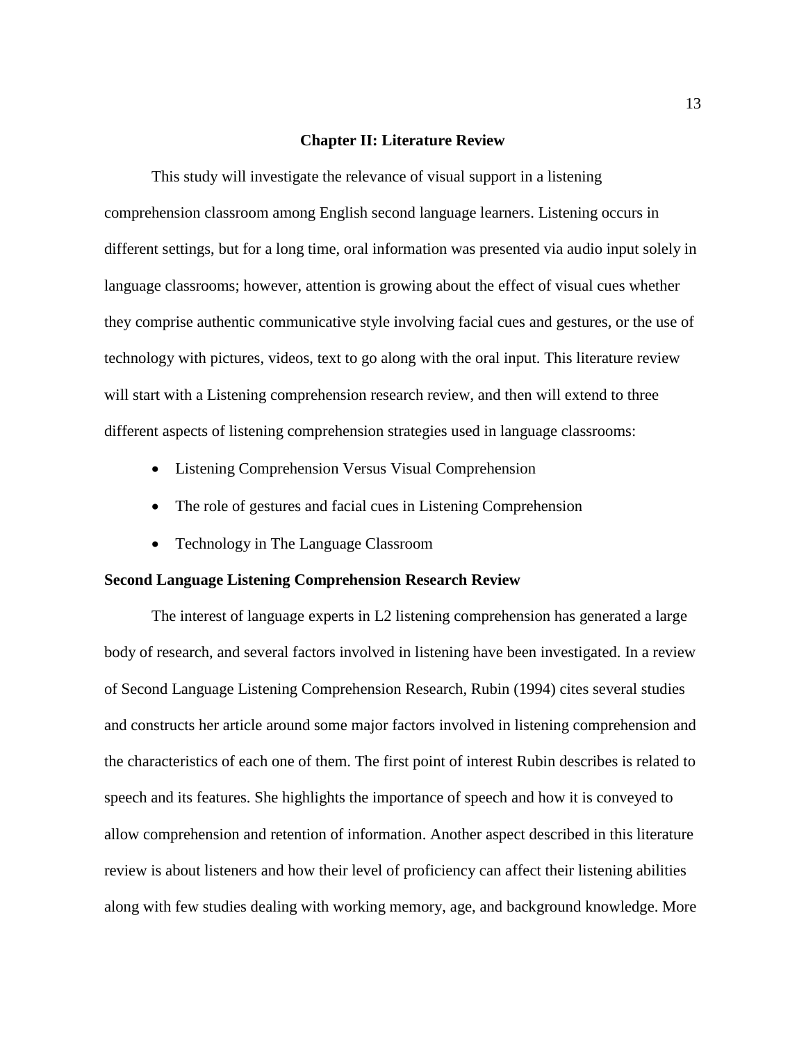# Chapter II: Literature Review

This study will investigate the relevance of visual support in a listening comprehension classroom among English second language learners. Listening occurs in different settings, but for a long time, oral information was presented via audio input solely in language classrooms; however, attention is growing about the effect of visual cues whether they comprise authentic communicative style involving facial cues and gestures, or the use of technology with pictures, videos, text to go along with the oral input. This literature review will start with a Listening comprehension research review, and then will extend to three different aspects of listening comprehension strategies used in language classrooms:

- Listening Comprehension Versus Visual Comprehension
- The role of gestures and facial cues in Listening Comprehension
- Technology in The Language Classroom

## Second Language Listening Comprehension Research Review

The interest of language experts in L2 listening comprehension has generated a large body of research, and several factors involved in listening have been investigated. In a review of Second Language Listening Comprehension Research, Rubin (1994) cites several studies and constructs her article around some major factors involved in listening comprehension and the characteristics of each one of them. The first point of interest Rubin describes is related to speech and its features. She highlights the importance of speech and how it is conveyed to allow comprehension and retention of information. Another aspect described in this literature review is about listeners and how their level of proficiency can affect their listening abilities along with few studies dealing with working memory, age, and background knowledge. More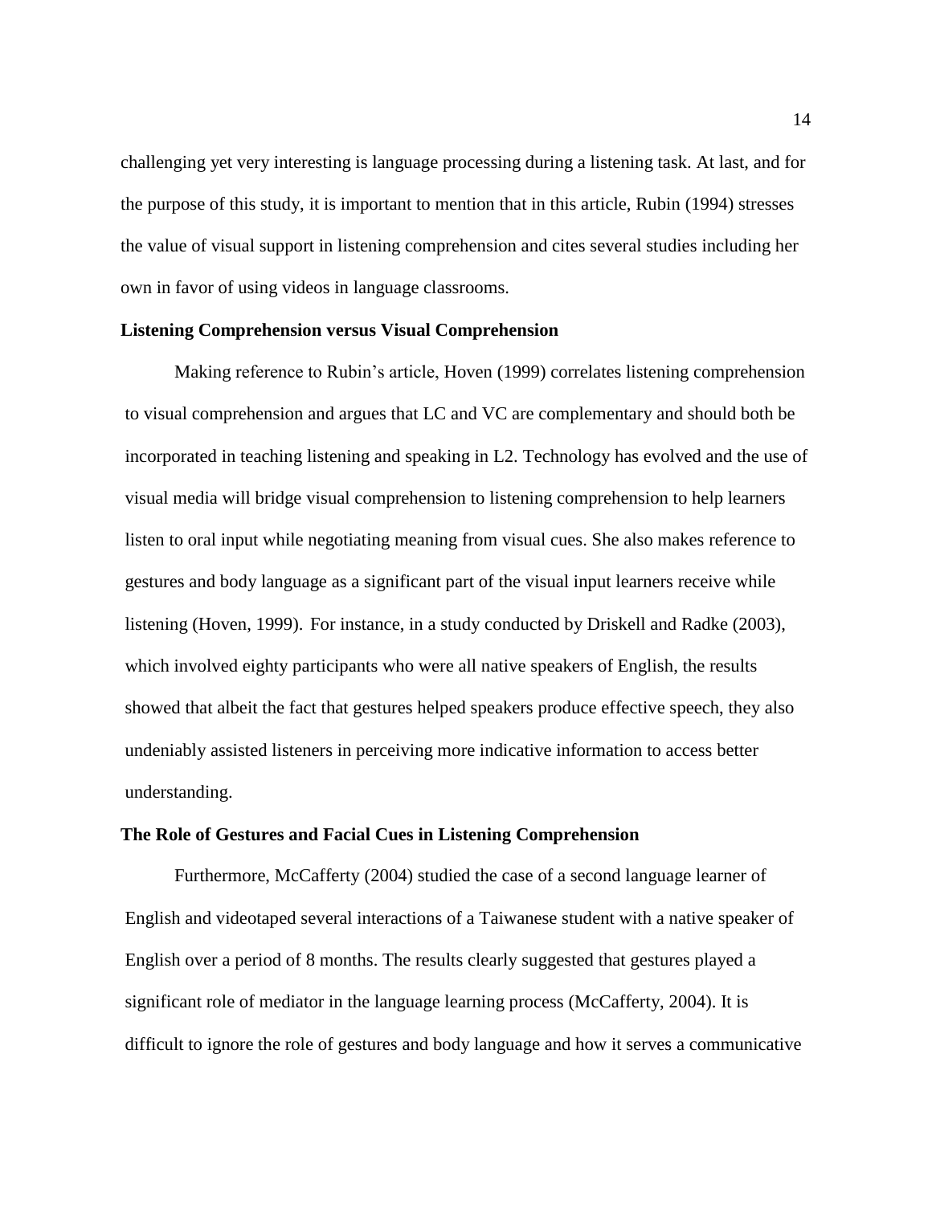challenging yet very interesting is language processing during a listening task. At last, and for the purpose of this study, it is important to mention that in this article, Rubin (1994) stresses the value of visual support in listening comprehension and cites several studies including her own in favor of using videos in language classrooms.

**Listening Comprehension versus Visual Comprehension**

Making reference to Rubin's article, Hoven (1999) correlates listening comprehension to visual comprehension and argues that LC and VC are complementary and should both be incorporated in teaching listening and speaking in L2. Technology has evolved and the use of visual media will bridge visual comprehension to listening comprehension to help learners listen to oral input while negotiating meaning from visual cues. She also makes reference to gestures and body language as a significant part of the visual input learners receive while listening (Hoven, 1999). For instance, in a study conducted by Driskell and Radke (2003), which involved eighty participants who were all native speakers of English, the results showed that albeit the fact that gestures helped speakers produce effective speech, they also undeniably assisted listeners in perceiving more indicative information to access better understanding.

**The Role of Gestures and Facial Cues in Listening Comprehension**

Furthermore, McCafferty (2004) studied the case of a second language learner of English and videotaped several interactions of a Taiwanese student with a native speaker of English over a period of 8 months. The results clearly suggested that gestures played a significant role of mediator in the language learning process (McCafferty, 2004). It is difficult to ignore the role of gestures and body language and how it serves a communicative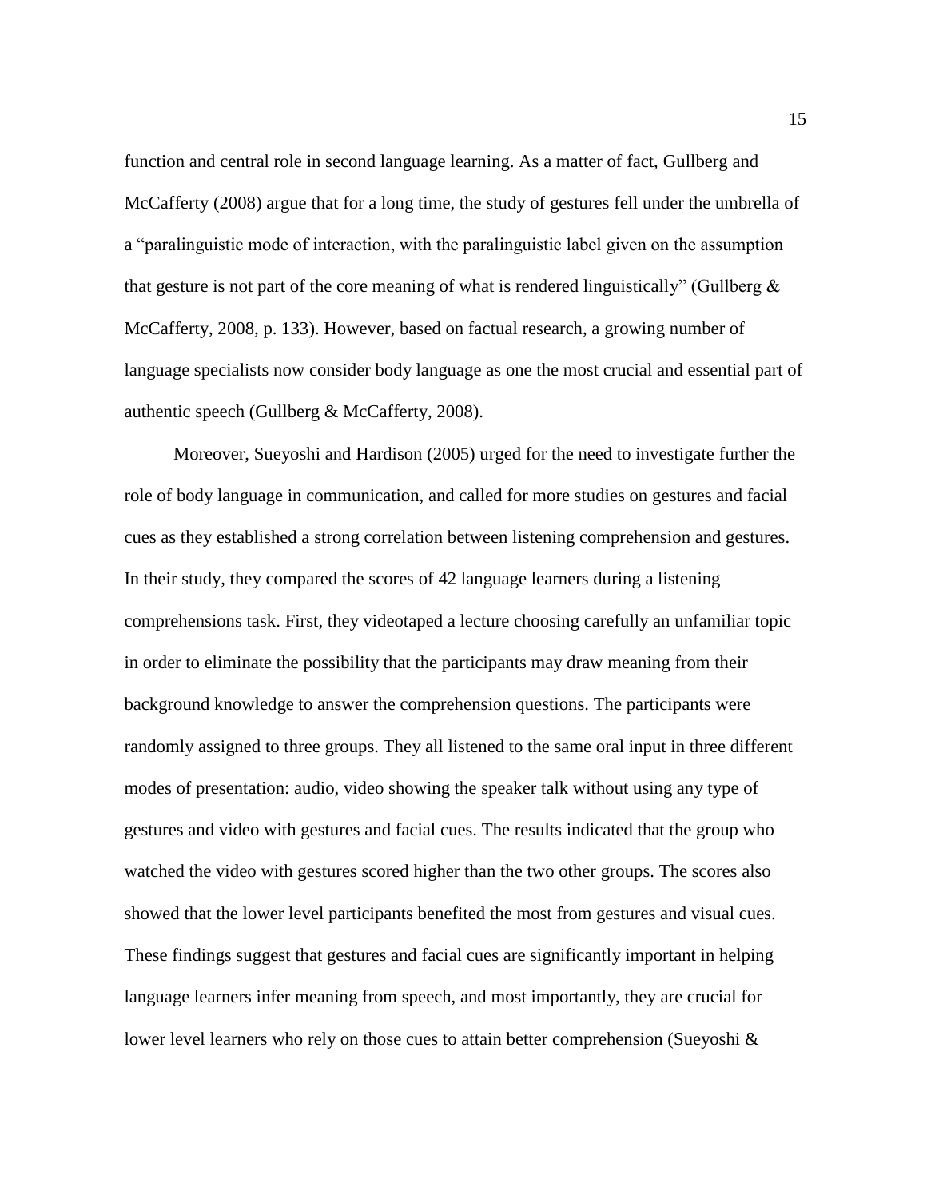function and central role in second language learning. As a matter of fact, Gullberg and McCafferty (2008) argue that for a long time, the study of gestures fell under the umbrella of a "paralinguistic mode of interaction, with the paralinguistic label given on the assumption that gesture is not part of the core meaning of what is rendered linguistically" (Gullberg & McCafferty, 2008, p. 133). However, based on factual research, a growing number of language specialists now consider body language as one the most crucial and essential part of authentic speech (Gullberg & McCafferty, 2008).

Moreover, Sueyoshi and Hardison (2005) urged for the need to investigate further the role of body language in communication, and called for more studies on gestures and facial cues as they established a strong correlation between listening comprehension and gestures. In their study, they compared the scores of 42 language learners during a listening comprehensions task. First, they videotaped a lecture choosing carefully an unfamiliar topic in order to eliminate the possibility that the participants may draw meaning from their background knowledge to answer the comprehension questions. The participants were randomly assigned to three groups. They all listened to the same oral input in three different modes of presentation: audio, video showing the speaker talk without using any type of gestures and video with gestures and facial cues. The results indicated that the group who watched the video with gestures scored higher than the two other groups. The scores also showed that the lower level participants benefited the most from gestures and visual cues. These findings suggest that gestures and facial cues are significantly important in helping language learners infer meaning from speech, and most importantly, they are crucial for lower level learners who rely on those cues to attain better comprehension (Sueyoshi &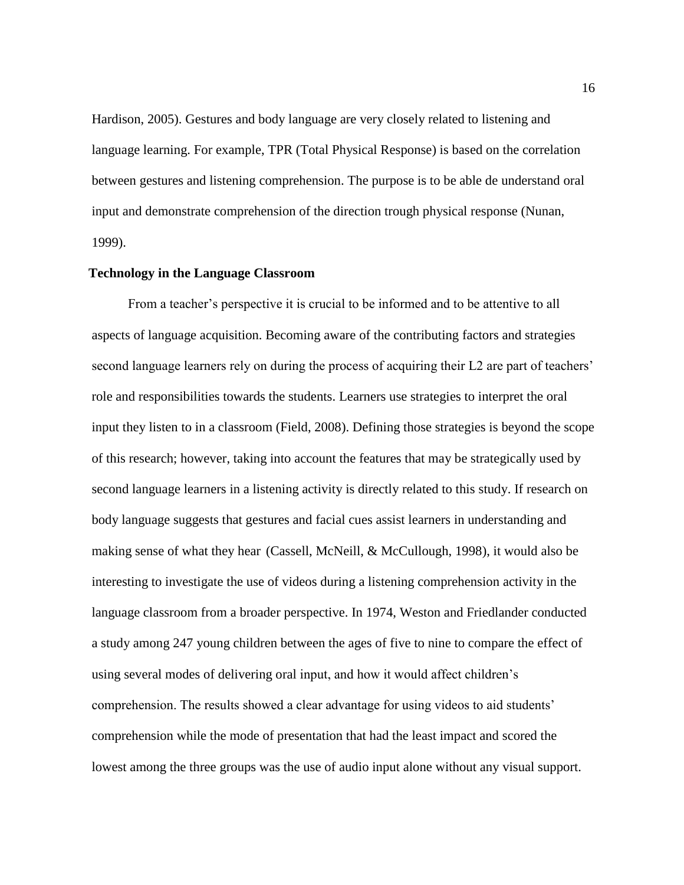Hardison, 2005). Gestures and body language are very closely related to listening and language learning. For example, TPR (Total Physical Response) is based on the correlation between gestures and listening comprehension. The purpose is to be able de understand oral input and demonstrate comprehension of the direction trough physical response (Nunan, 1999).

## Technology in the Language Classroom

From a teacher's perspective it is crucial to be informed and to be attentive to all aspects of language acquisition. Becoming aware of the contributing factors and strategies second language learners rely on during the process of acquiring their L2 are part of teachers' role and responsibilities towards the students. Learners use strategies to interpret the oral input they listen to in a classroom (Field, 2008). Defining those strategies is beyond the scope of this research; however, taking into account the features that may be strategically used by second language learners in a listening activity is directly related to this study. If research on body language suggests that gestures and facial cues assist learners in understanding and making sense of what they hear (Cassell, McNeill, & McCullough, 1998), it would also be interesting to investigate the use of videos during a listening comprehension activity in the language classroom from a broader perspective. In 1974, Weston and Friedlander conducted a study among 247 young children between the ages of five to nine to compare the effect of using several modes of delivering oral input, and how it would affect children's comprehension. The results showed a clear advantage for using videos to aid students' comprehension while the mode of presentation that had the least impact and scored the lowest among the three groups was the use of audio input alone without any visual support.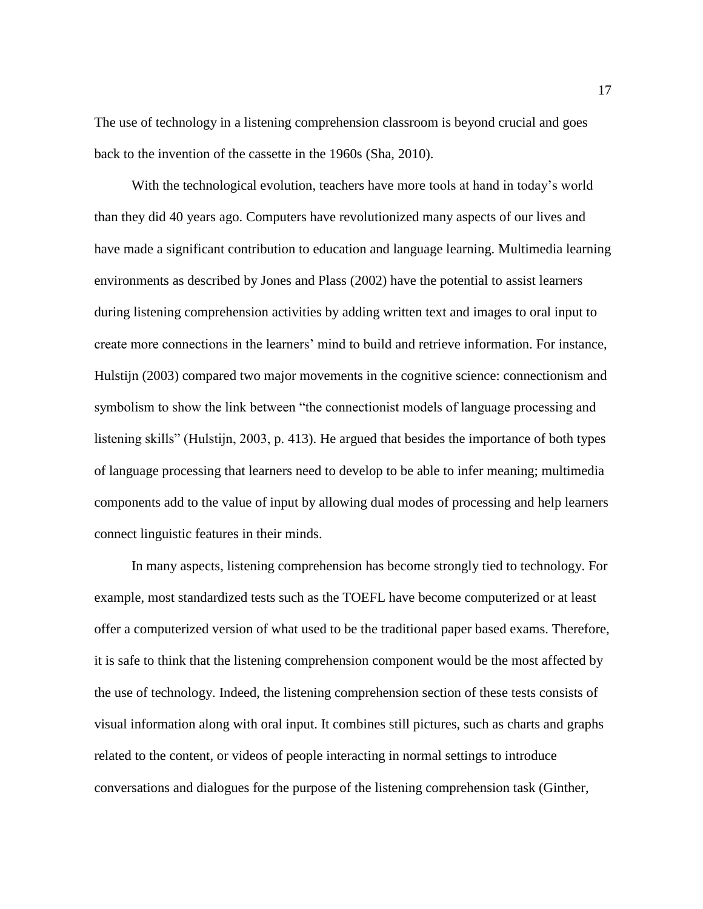The use of technology in a listening comprehension classroom is beyond crucial and goes back to the invention of the cassette in the 1960s (Sha, 2010).

With the technological evolution, teachers have more tools at hand in today's world than they did 40 years ago. Computers have revolutionized many aspects of our lives and have made a significant contribution to education and language learning. Multimedia learning environments as described by Jones and Plass (2002) have the potential to assist learners during listening comprehension activities by adding written text and images to oral input to create more connections in the learners' mind to build and retrieve information. For instance, Hulstijn (2003) compared two major movements in the cognitive science: connectionism and symbolism to show the link between "the connectionist models of language processing and listening skills" (Hulstijn, 2003, p. 413). He argued that besides the importance of both types of language processing that learners need to develop to be able to infer meaning; multimedia components add to the value of input by allowing dual modes of processing and help learners connect linguistic features in their minds.

In many aspects, listening comprehension has become strongly tied to technology. For example, most standardized tests such as the TOEFL have become computerized or at least offer a computerized version of what used to be the traditional paper based exams. Therefore, it is safe to think that the listening comprehension component would be the most affected by the use of technology. Indeed, the listening comprehension section of these tests consists of visual information along with oral input. It combines still pictures, such as charts and graphs related to the content, or videos of people interacting in normal settings to introduce conversations and dialogues for the purpose of the listening comprehension task (Ginther,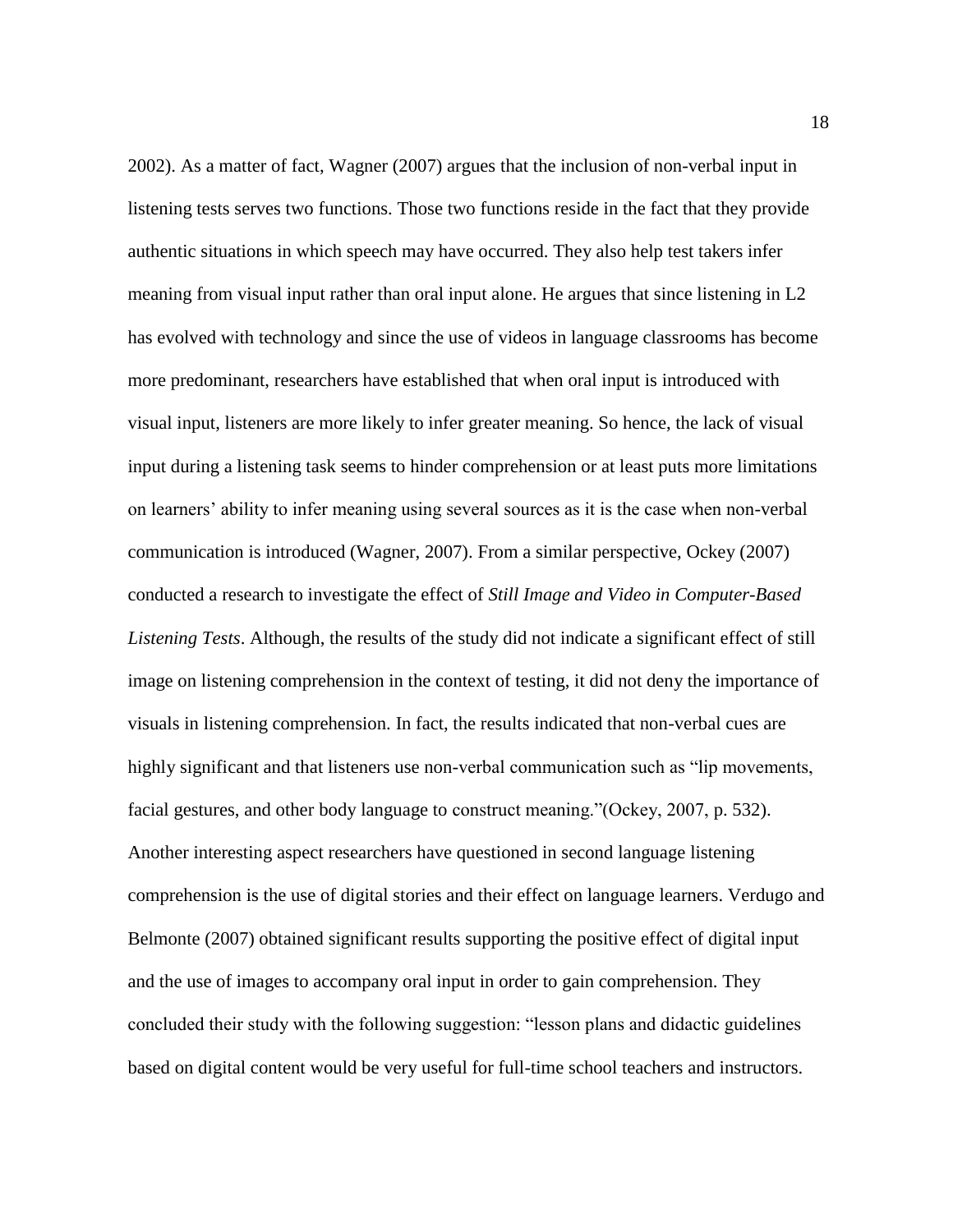2002). As a matter of fact, Wagner (2007) argues that the inclusion of non-verbal input in listening tests serves two functions. Those two functions reside in the fact that they provide authentic situations in which speech may have occurred. They also help test takers infer meaning from visual input rather than oral input alone. He argues that since listening in L2 has evolved with technology and since the use of videos in language classrooms has become more predominant, researchers have established that when oral input is introduced with visual input, listeners are more likely to infer greater meaning. So hence, the lack of visual input during a listening task seems to hinder comprehension or at least puts more limitations on learners' ability to infer meaning using several sources as it is the case when non-verbal communication is introduced (Wagner, 2007). From a similar perspective, Ockey (2007) conducted a research to investigate the effect of *Still Image and Video in Computer-Based Listening Tests*. Although, the results of the study did not indicate a significant effect of still image on listening comprehension in the context of testing, it did not deny the importance of visuals in listening comprehension. In fact, the results indicated that non-verbal cues are highly significant and that listeners use non-verbal communication such as "lip movements, facial gestures, and other body language to construct meaning."(Ockey, 2007, p. 532). Another interesting aspect researchers have questioned in second language listening comprehension is the use of digital stories and their effect on language learners. Verdugo and Belmonte (2007) obtained significant results supporting the positive effect of digital input and the use of images to accompany oral input in order to gain comprehension. They concluded their study with the following suggestion: "lesson plans and didactic guidelines based on digital content would be very useful for full-time school teachers and instructors.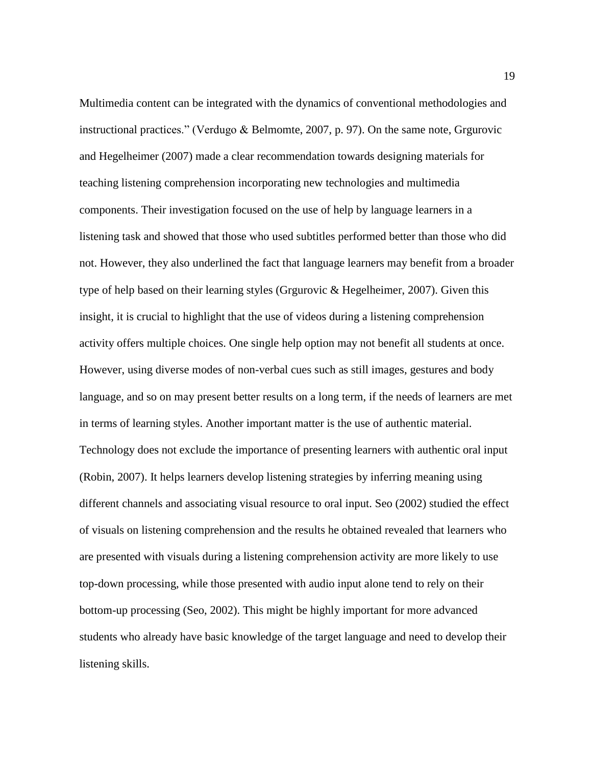Multimedia content can be integrated with the dynamics of conventional methodologies and instructional practices." (Verdugo & Belmomte, 2007, p. 97). On the same note, Grgurovic and Hegelheimer (2007) made a clear recommendation towards designing materials for teaching listening comprehension incorporating new technologies and multimedia components. Their investigation focused on the use of help by language learners in a listening task and showed that those who used subtitles performed better than those who did not. However, they also underlined the fact that language learners may benefit from a broader type of help based on their learning styles (Grgurovic & Hegelheimer, 2007). Given this insight, it is crucial to highlight that the use of videos during a listening comprehension activity offers multiple choices. One single help option may not benefit all students at once. However, using diverse modes of non-verbal cues such as still images, gestures and body language, and so on may present better results on a long term, if the needs of learners are met in terms of learning styles. Another important matter is the use of authentic material. Technology does not exclude the importance of presenting learners with authentic oral input (Robin, 2007). It helps learners develop listening strategies by inferring meaning using different channels and associating visual resource to oral input. Seo (2002) studied the effect of visuals on listening comprehension and the results he obtained revealed that learners who are presented with visuals during a listening comprehension activity are more likely to use top-down processing, while those presented with audio input alone tend to rely on their bottom-up processing (Seo, 2002). This might be highly important for more advanced students who already have basic knowledge of the target language and need to develop their listening skills.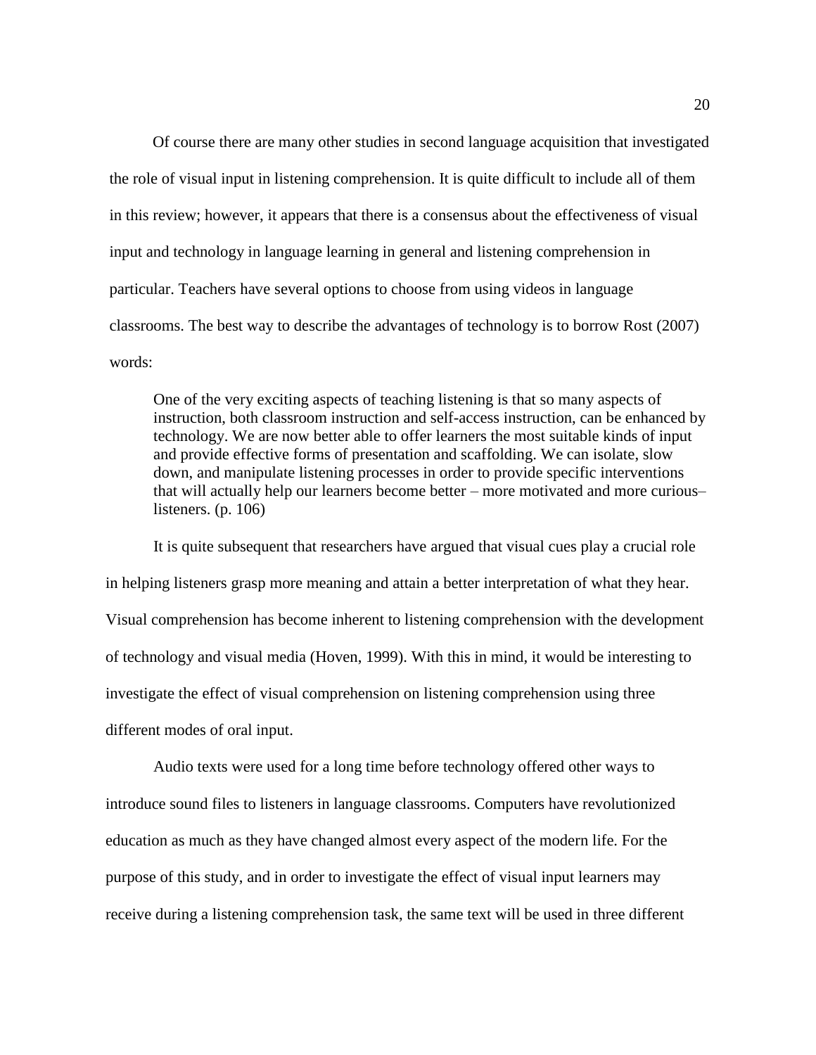Of course there are many other studies in second language acquisition that investigated the role of visual input in listening comprehension. It is quite difficult to include all of them in this review; however, it appears that there is a consensus about the effectiveness of visual input and technology in language learning in general and listening comprehension in particular. Teachers have several options to choose from using videos in language classrooms. The best way to describe the advantages of technology is to borrow Rost (2007) words:

> One of the very exciting aspects of teaching listening is that so many aspects of instruction, both classroom instruction and self-access instruction, can be enhanced by technology. We are now better able to offer learners the most suitable kinds of input and provide effective forms of presentation and scaffolding. We can isolate, slow down, and manipulate listening processes in order to provide specific interventions that will actually help our learners become better – more motivated and more curious– listeners. (p. 106)

It is quite subsequent that researchers have argued that visual cues play a crucial role in helping listeners grasp more meaning and attain a better interpretation of what they hear. Visual comprehension has become inherent to listening comprehension with the development of technology and visual media (Hoven, 1999). With this in mind, it would be interesting to investigate the effect of visual comprehension on listening comprehension using three different modes of oral input.

Audio texts were used for a long time before technology offered other ways to introduce sound files to listeners in language classrooms. Computers have revolutionized education as much as they have changed almost every aspect of the modern life. For the purpose of this study, and in order to investigate the effect of visual input learners may receive during a listening comprehension task, the same text will be used in three different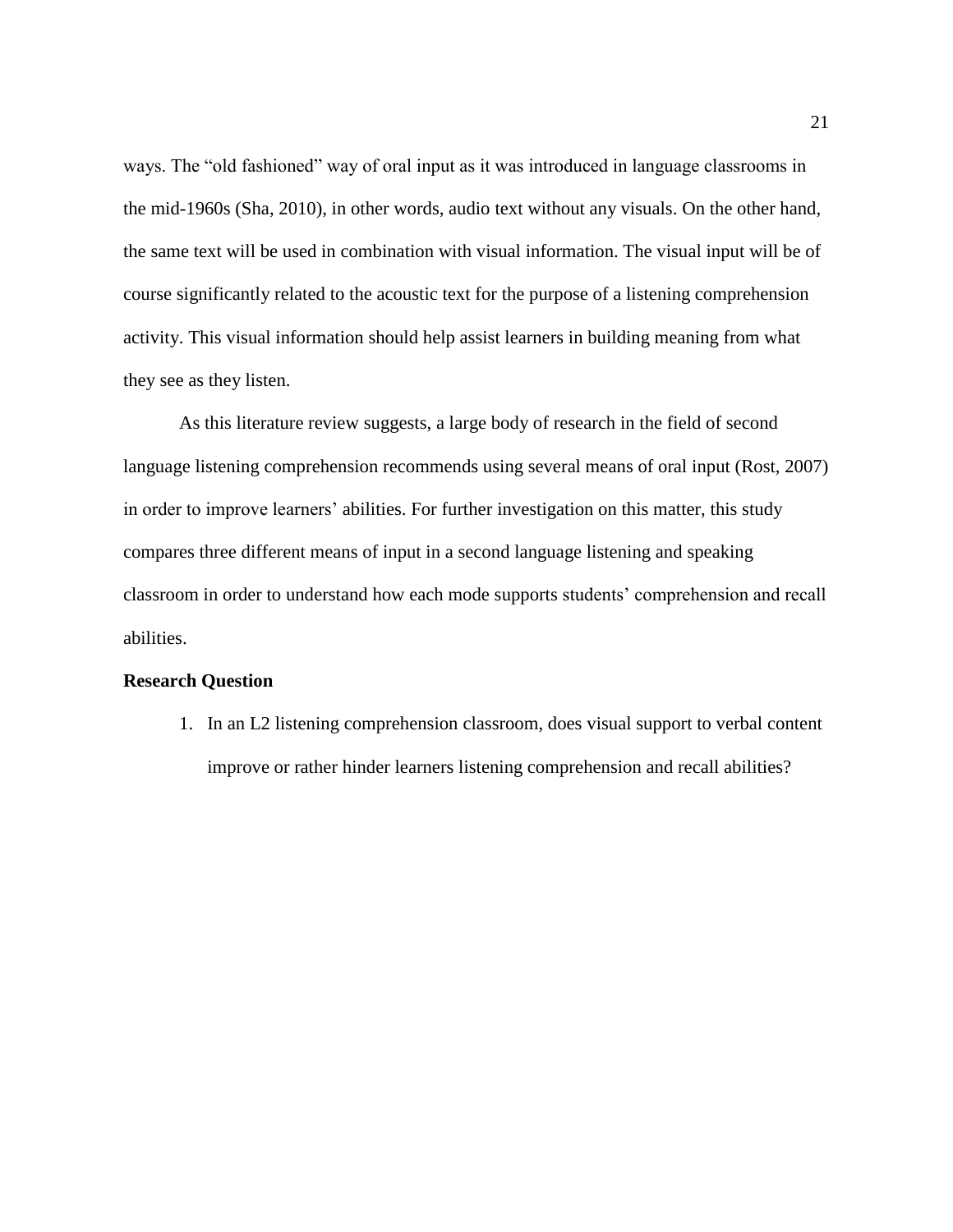ways. The "old fashioned" way of oral input as it was introduced in language classrooms in the mid-1960s (Sha, 2010), in other words, audio text without any visuals. On the other hand, the same text will be used in combination with visual information. The visual input will be of course significantly related to the acoustic text for the purpose of a listening comprehension activity. This visual information should help assist learners in building meaning from what they see as they listen.

As this literature review suggests, a large body of research in the field of second language listening comprehension recommends using several means of oral input (Rost, 2007) in order to improve learners' abilities. For further investigation on this matter, this study compares three different means of input in a second language listening and speaking classroom in order to understand how each mode supports students' comprehension and recall abilities.

**Research Question**

1. In an L2 listening comprehension classroom, does visual support to verbal content improve or rather hinder learners listening comprehension and recall abilities?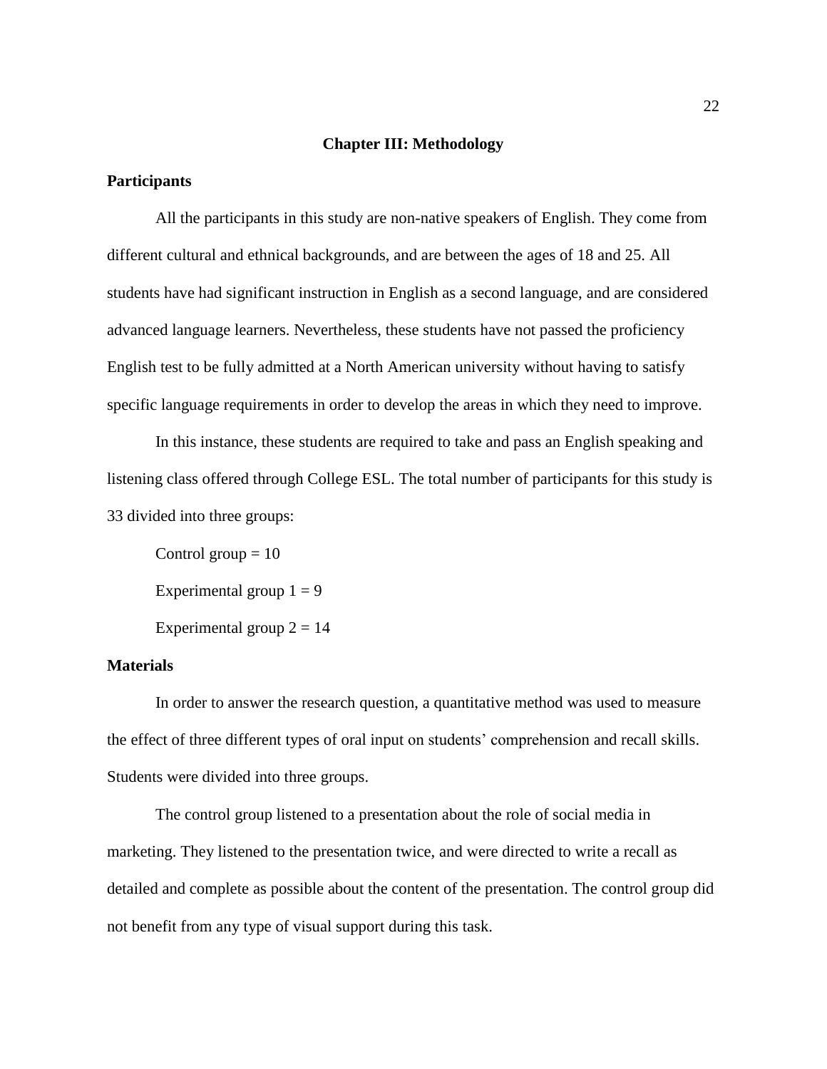## Chapter III: Methodology

### Participants

All the participants in this study are non-native speakers of English. They come from different cultural and ethnical backgrounds, and are between the ages of 18 and 25. All students have had significant instruction in English as a second language, and are considered advanced language learners. Nevertheless, these students have not passed the proficiency English test to be fully admitted at a North American university without having to satisfy specific language requirements in order to develop the areas in which they need to improve.

In this instance, these students are required to take and pass an English speaking and listening class offered through College ESL. The total number of participants for this study is 33 divided into three groups:

Control group = 10

Experimental group 1 = 9

Experimental group 2 = 14

### Materials

In order to answer the research question, a quantitative method was used to measure the effect of three different types of oral input on students' comprehension and recall skills. Students were divided into three groups.

The control group listened to a presentation about the role of social media in marketing. They listened to the presentation twice, and were directed to write a recall as detailed and complete as possible about the content of the presentation. The control group did not benefit from any type of visual support during this task.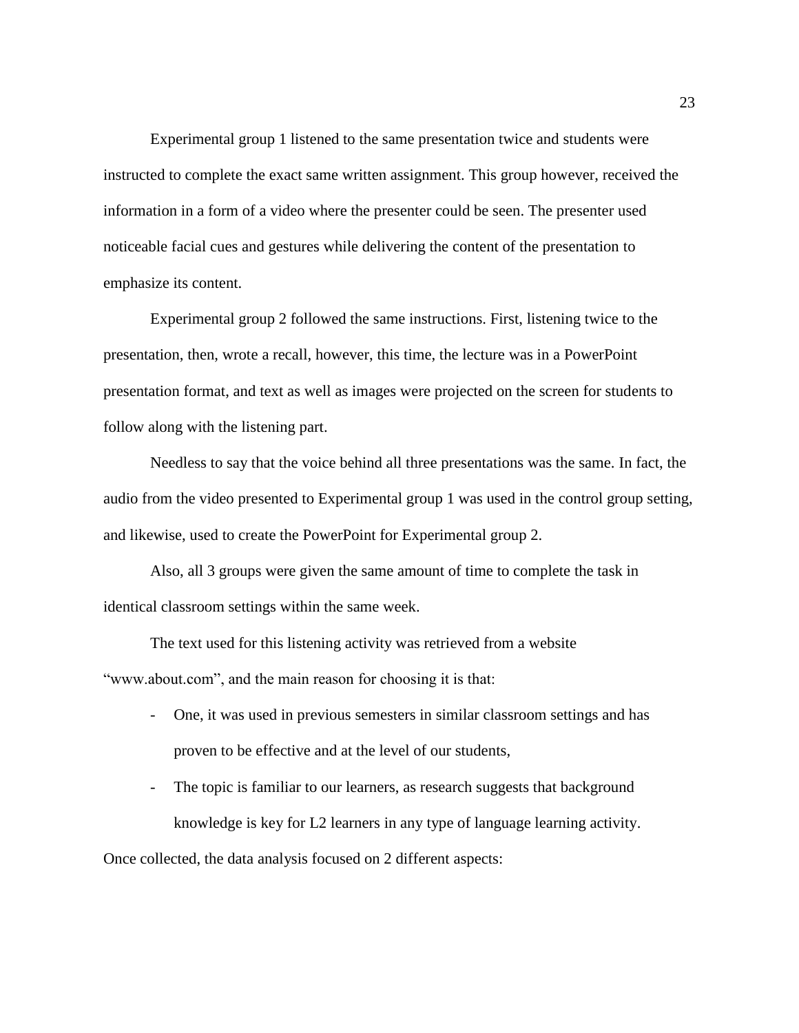Experimental group 1 listened to the same presentation twice and students were instructed to complete the exact same written assignment. This group however, received the information in a form of a video where the presenter could be seen. The presenter used noticeable facial cues and gestures while delivering the content of the presentation to emphasize its content.

Experimental group 2 followed the same instructions. First, listening twice to the presentation, then, wrote a recall, however, this time, the lecture was in a PowerPoint presentation format, and text as well as images were projected on the screen for students to follow along with the listening part.

Needless to say that the voice behind all three presentations was the same. In fact, the audio from the video presented to Experimental group 1 was used in the control group setting, and likewise, used to create the PowerPoint for Experimental group 2.

Also, all 3 groups were given the same amount of time to complete the task in identical classroom settings within the same week.

The text used for this listening activity was retrieved from a website "www.about.com", and the main reason for choosing it is that:

- One, it was used in previous semesters in similar classroom settings and has proven to be effective and at the level of our students,
- The topic is familiar to our learners, as research suggests that background knowledge is key for L2 learners in any type of language learning activity.

Once collected, the data analysis focused on 2 different aspects: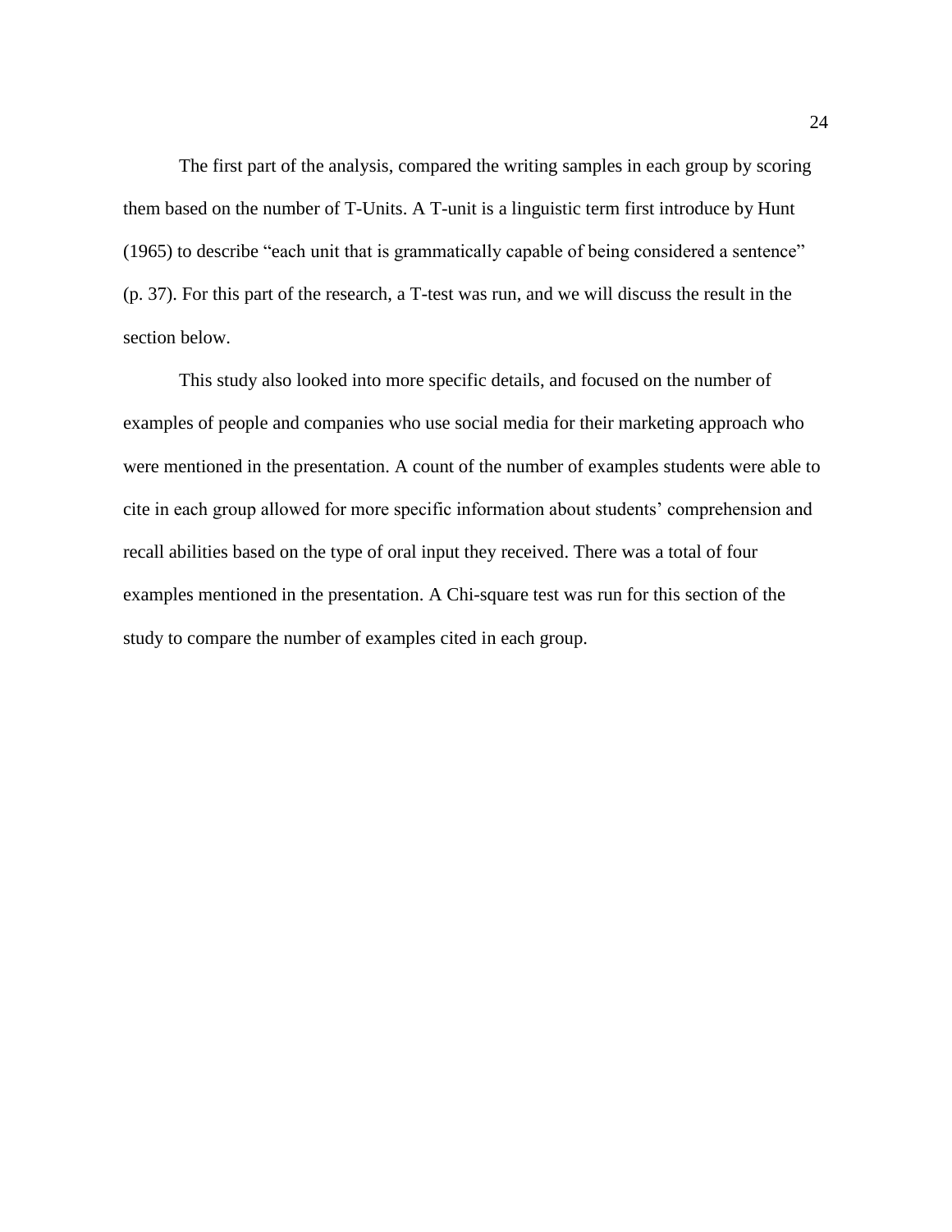The first part of the analysis, compared the writing samples in each group by scoring them based on the number of T-Units. A T-unit is a linguistic term first introduce by Hunt (1965) to describe “each unit that is grammatically capable of being considered a sentence” (p. 37). For this part of the research, a T-test was run, and we will discuss the result in the section below.

This study also looked into more specific details, and focused on the number of examples of people and companies who use social media for their marketing approach who were mentioned in the presentation. A count of the number of examples students were able to cite in each group allowed for more specific information about students’ comprehension and recall abilities based on the type of oral input they received. There was a total of four examples mentioned in the presentation. A Chi-square test was run for this section of the study to compare the number of examples cited in each group.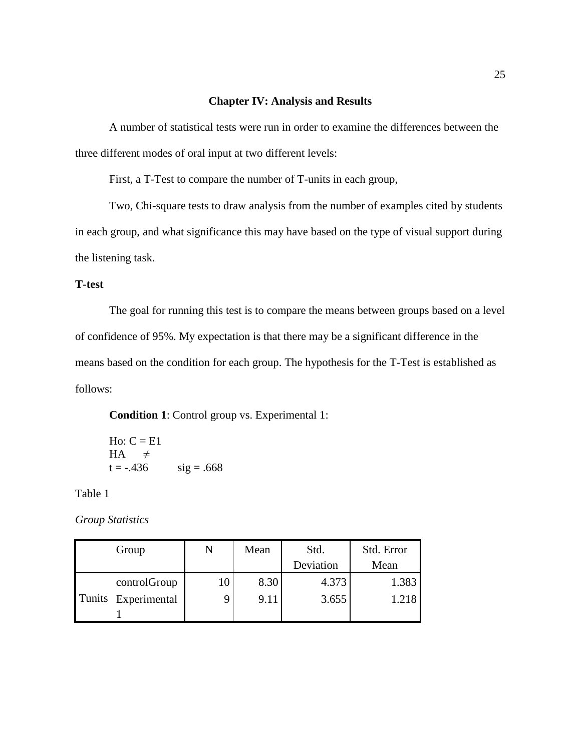## Chapter IV: Analysis and Results

A number of statistical tests were run in order to examine the differences between the three different modes of oral input at two different levels:

First, a T-Test to compare the number of T-units in each group,

Two, Chi-square tests to draw analysis from the number of examples cited by students in each group, and what significance this may have based on the type of visual support during the listening task.

### T-test

The goal for running this test is to compare the means between groups based on a level of confidence of 95%. My expectation is that there may be a significant difference in the means based on the condition for each group. The hypothesis for the T-Test is established as follows:

**Condition 1**: Control group vs. Experimental 1:

Ho: C = E1
HA ≠
t = -.436 sig = .668

Table 1

*Group Statistics*

| | Group | N | Mean | Std. Deviation | Std. Error Mean |
|---|---|---|---|---|---|
| Tunits | controlGroup | 10 | 8.30 | 4.373 | 1.383 |
| | Experimental 1 | 9 | 9.11 | 3.655 | 1.218 |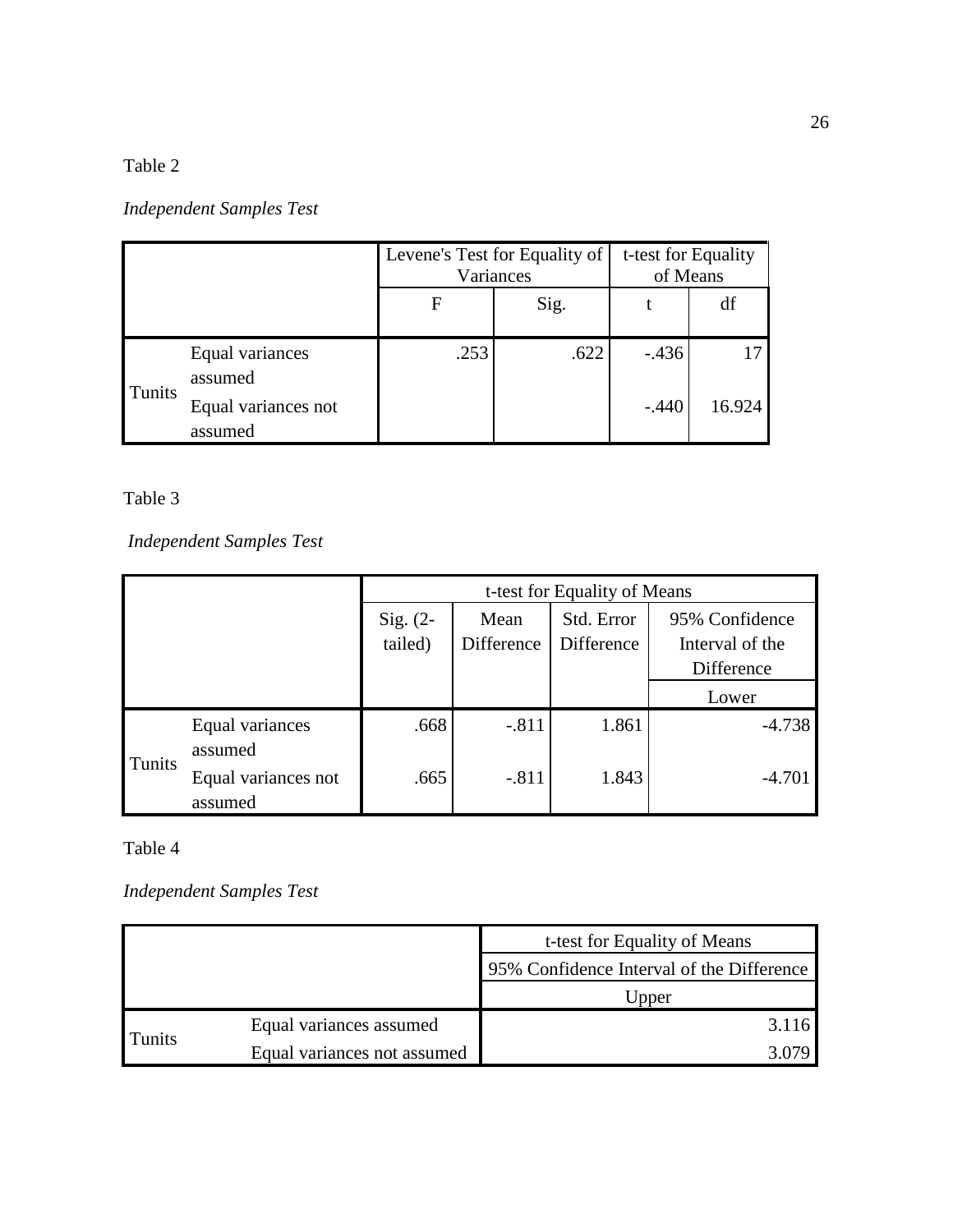Table 2

*Independent Samples Test*

| | | Levene's Test for Equality of Variances | | t-test for Equality of Means | |
|---|---|---|---|---|---|
| | | F | Sig. | t | df |
| Tunits | Equal variances assumed | .253 | .622 | -.436 | 17 |
| | Equal variances not assumed | | | -.440 | 16.924 |

Table 3

*Independent Samples Test*

| | | t-test for Equality of Means | | | |
|---|---|---|---|---|---|
| | | Sig. (2-tailed) | Mean Difference | Std. Error Difference | 95% Confidence Interval of the Difference |
| | | | | | Lower |
| Tunits | Equal variances assumed | .668 | -.811 | 1.861 | -4.738 |
| | Equal variances not assumed | .665 | -.811 | 1.843 | -4.701 |

Table 4

*Independent Samples Test*

| | | t-test for Equality of Means |
|---|---|---|
| | | 95% Confidence Interval of the Difference |
| | | Upper |
| Tunits | Equal variances assumed | 3.116 |
| | Equal variances not assumed | 3.079 |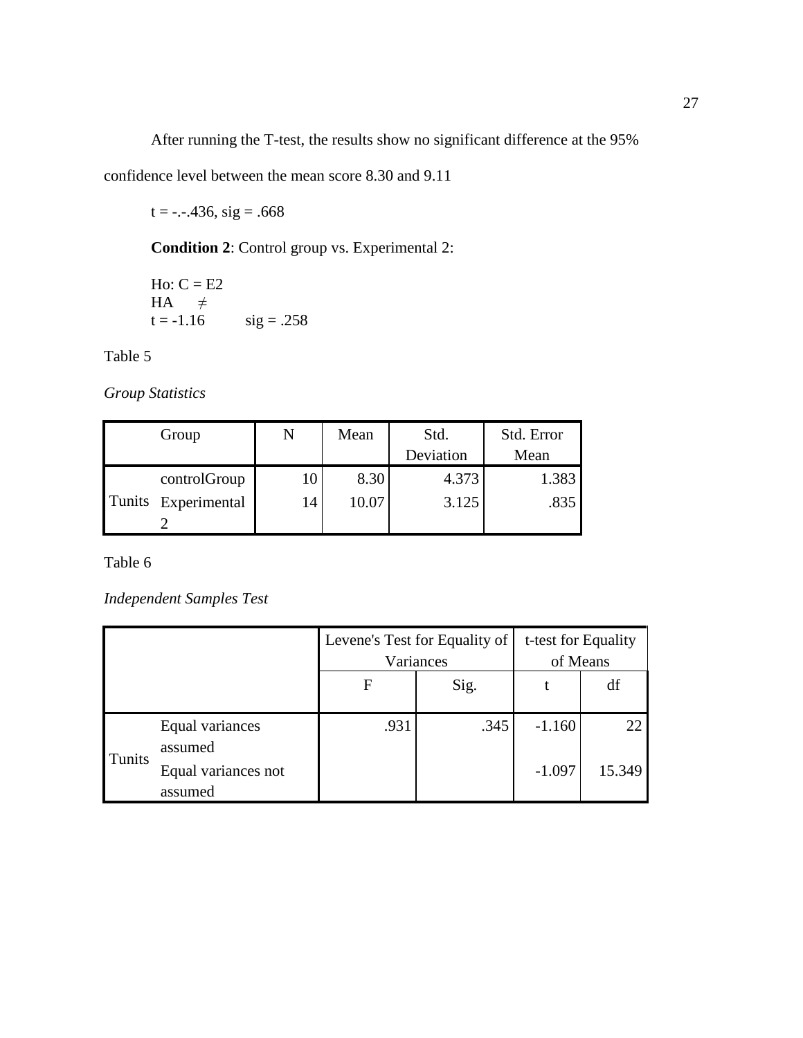After running the T-test, the results show no significant difference at the 95% confidence level between the mean score 8.30 and 9.11

t = -.-.436, sig = .668

**Condition 2**: Control group vs. Experimental 2:

Ho: C = E2
HA ≠
t = -1.16 sig = .258

Table 5

*Group Statistics*

| | Group | N | Mean | Std. Deviation | Std. Error Mean |
|---|---|---|---|---|---|
| Tunits | controlGroup | 10 | 8.30 | 4.373 | 1.383 |
| | Experimental 2 | 14 | 10.07 | 3.125 | .835 |

Table 6

*Independent Samples Test*

| | | Levene's Test for Equality of Variances | | t-test for Equality of Means | |
|---|---|---|---|---|---|
| | | F | Sig. | t | df |
| Tunits | Equal variances assumed | .931 | .345 | -1.160 | 22 |
| | Equal variances not assumed | | | -1.097 | 15.349 |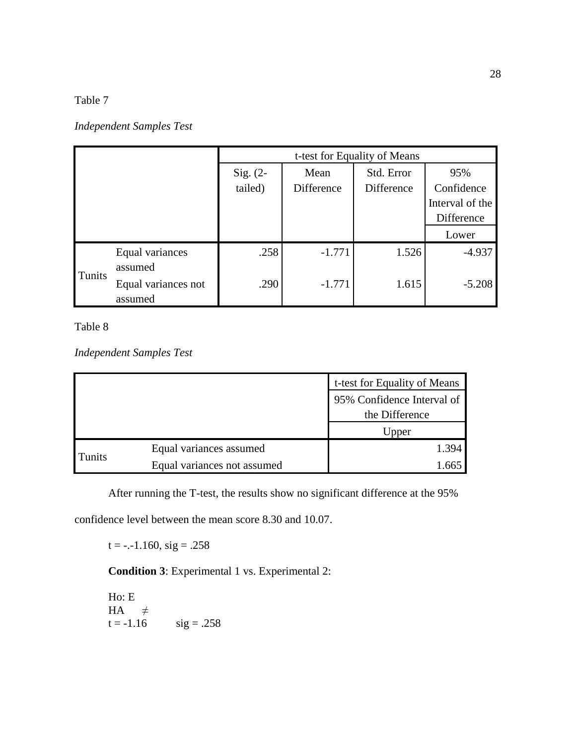Table 7

*Independent Samples Test*

| | | t-test for Equality of Means | | | |
|---|---|---|---|---|---|
| | | Sig. (2-tailed) | Mean Difference | Std. Error Difference | 95% Confidence Interval of the Difference |
| | | | | | Lower |
| Tunits | Equal variances assumed | .258 | -1.771 | 1.526 | -4.937 |
| | Equal variances not assumed | .290 | -1.771 | 1.615 | -5.208 |

Table 8

*Independent Samples Test*

| | | t-test for Equality of Means |
|---|---|---|
| | | 95% Confidence Interval of the Difference |
| | | Upper |
| Tunits | Equal variances assumed | 1.394 |
| | Equal variances not assumed | 1.665 |

After running the T-test, the results show no significant difference at the 95% confidence level between the mean score 8.30 and 10.07.

t = -.-1.160, sig = .258

**Condition 3**: Experimental 1 vs. Experimental 2:

Ho: E
HA ≠
t = -1.16 sig = .258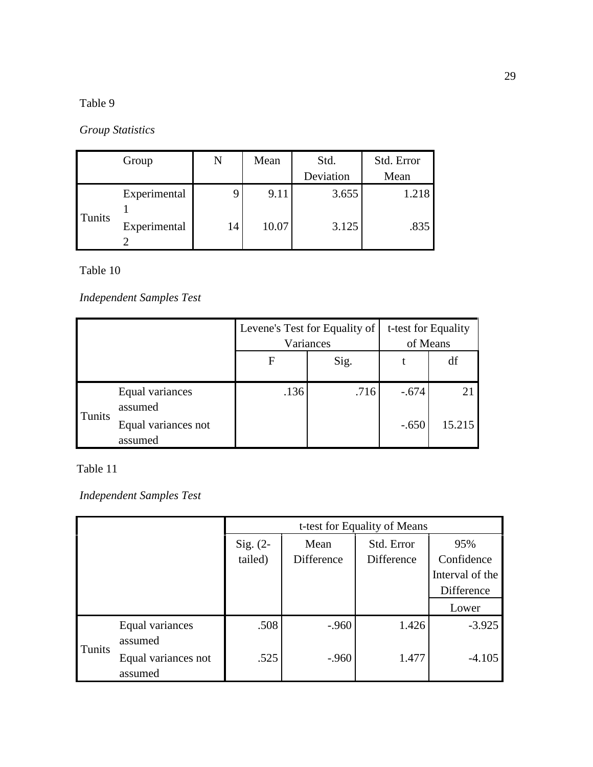Table 9

*Group Statistics*

| | Group | N | Mean | Std. Deviation | Std. Error Mean |
|---|---|---|---|---|---|
| Tunits | Experimental 1 | 9 | 9.11 | 3.655 | 1.218 |
| | Experimental 2 | 14 | 10.07 | 3.125 | .835 |

Table 10

*Independent Samples Test*

| | | Levene's Test for Equality of Variances | | t-test for Equality of Means | |
|---|---|---|---|---|---|
| | | F | Sig. | t | df |
| Tunits | Equal variances assumed | .136 | .716 | -.674 | 21 |
| | Equal variances not assumed | | | -.650 | 15.215 |

Table 11

*Independent Samples Test*

| | | t-test for Equality of Means | | | |
|---|---|---|---|---|---|
| | | Sig. (2-tailed) | Mean Difference | Std. Error Difference | 95% Confidence Interval of the Difference |
| | | | | | Lower |
| Tunits | Equal variances assumed | .508 | -.960 | 1.426 | -3.925 |
| | Equal variances not assumed | .525 | -.960 | 1.477 | -4.105 |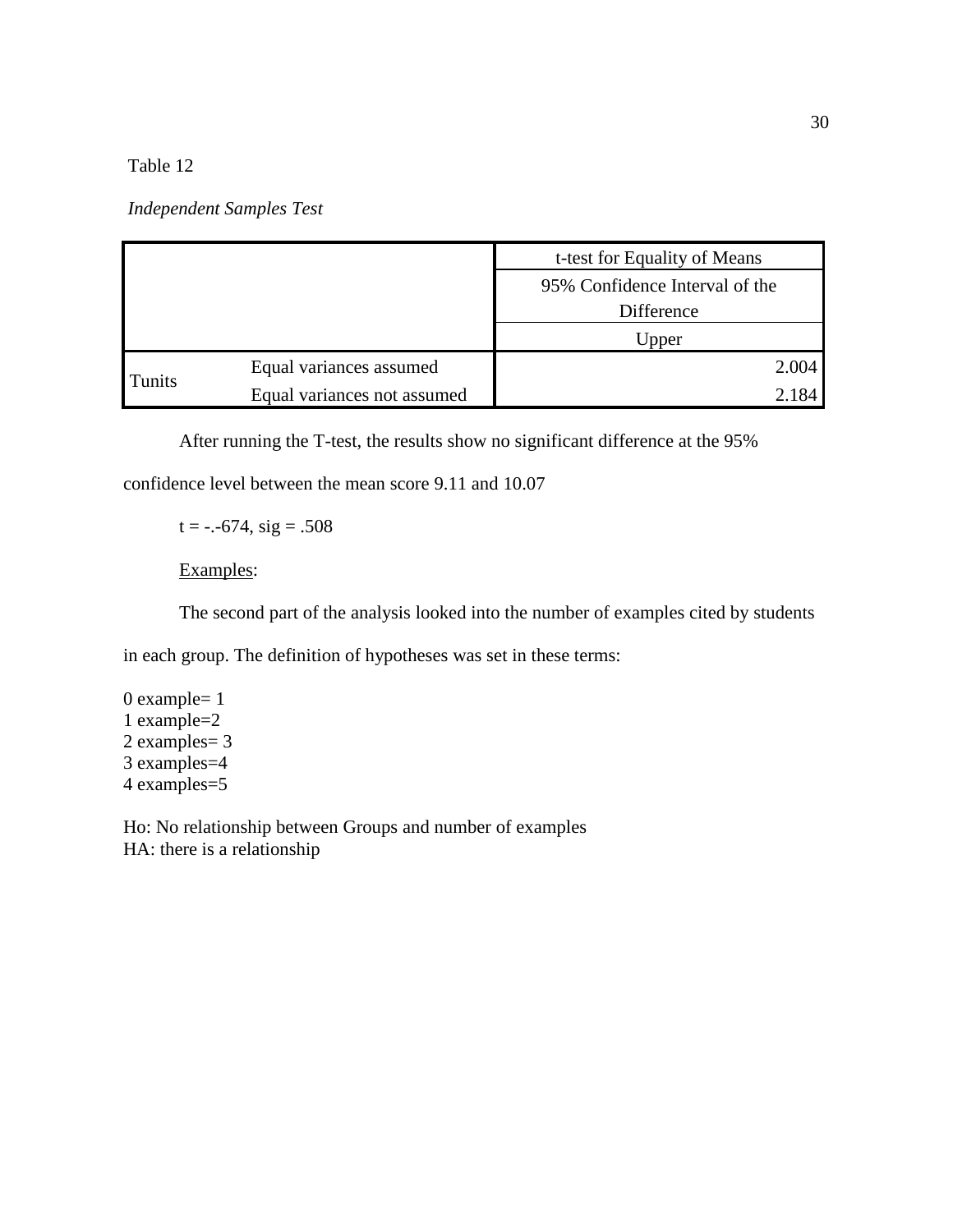Table 12

*Independent Samples Test*

| | | t-test for Equality of Means |
|---|---|---|
| | | 95% Confidence Interval of the Difference |
| | | Upper |
| Tunits | Equal variances assumed | 2.004 |
| | Equal variances not assumed | 2.184 |

After running the T-test, the results show no significant difference at the 95% confidence level between the mean score 9.11 and 10.07

t = -.-674, sig = .508

<u>Examples</u>:

The second part of the analysis looked into the number of examples cited by students in each group. The definition of hypotheses was set in these terms:

0 example= 1
1 example=2
2 examples= 3
3 examples=4
4 examples=5

Ho: No relationship between Groups and number of examples
HA: there is a relationship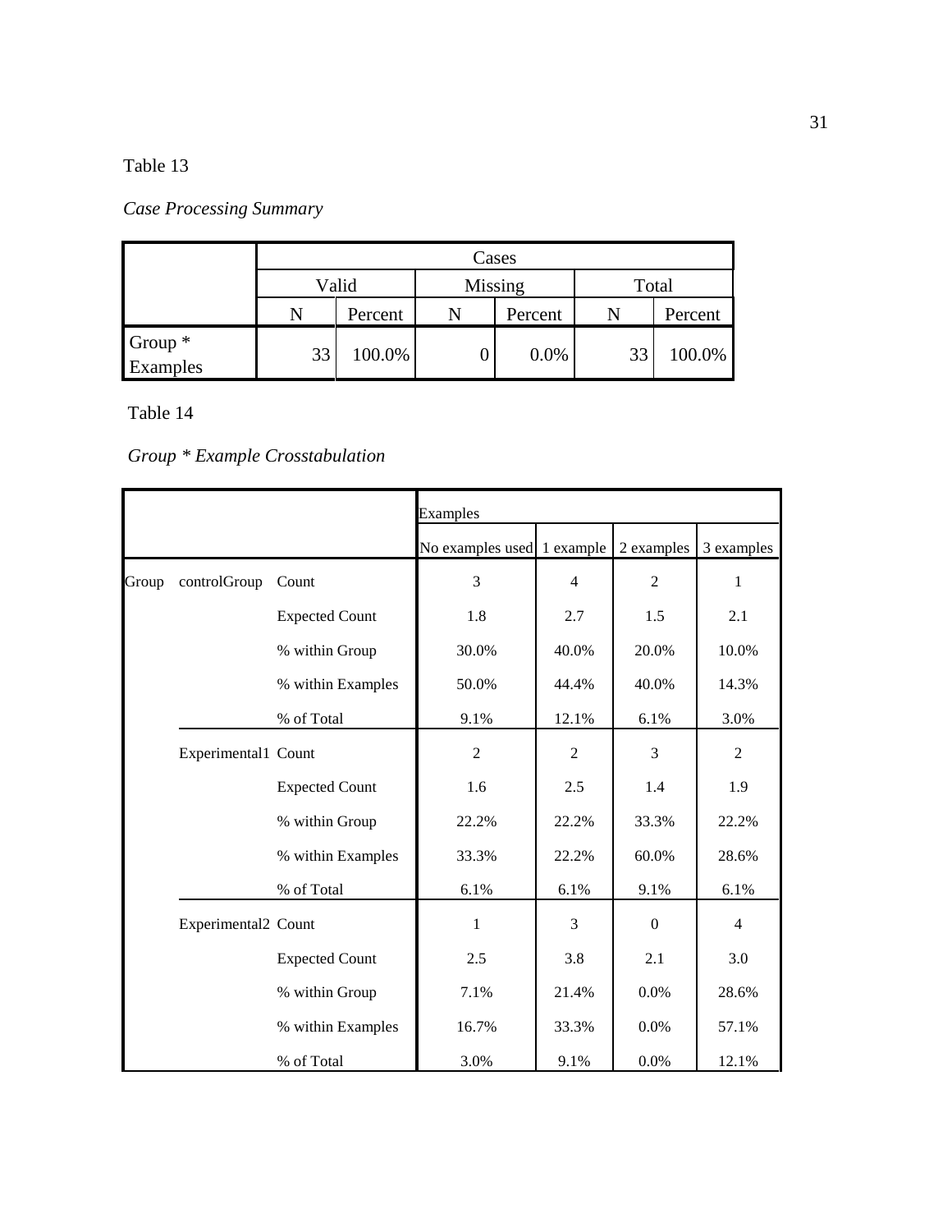Table 13

*Case Processing Summary*

| | Cases | | | | | |
|---|---|---|---|---|---|---|
| | Valid | | Missing | | Total | |
| | N | Percent | N | Percent | N | Percent |
| Group * Examples | 33 | 100.0% | 0 | 0.0% | 33 | 100.0% |

Table 14

*Group * Example Crosstabulation*

| | | | Examples | | | |
|---|---|---|---|---|---|---|
| | | | No examples used | 1 example | 2 examples | 3 examples |
| Group | controlGroup | Count | 3 | 4 | 2 | 1 |
| | | Expected Count | 1.8 | 2.7 | 1.5 | 2.1 |
| | | % within Group | 30.0% | 40.0% | 20.0% | 10.0% |
| | | % within Examples | 50.0% | 44.4% | 40.0% | 14.3% |
| | | % of Total | 9.1% | 12.1% | 6.1% | 3.0% |
| | Experimental1 | Count | 2 | 2 | 3 | 2 |
| | | Expected Count | 1.6 | 2.5 | 1.4 | 1.9 |
| | | % within Group | 22.2% | 22.2% | 33.3% | 22.2% |
| | | % within Examples | 33.3% | 22.2% | 60.0% | 28.6% |
| | | % of Total | 6.1% | 6.1% | 9.1% | 6.1% |
| | Experimental2 | Count | 1 | 3 | 0 | 4 |
| | | Expected Count | 2.5 | 3.8 | 2.1 | 3.0 |
| | | % within Group | 7.1% | 21.4% | 0.0% | 28.6% |
| | | % within Examples | 16.7% | 33.3% | 0.0% | 57.1% |
| | | % of Total | 3.0% | 9.1% | 0.0% | 12.1% |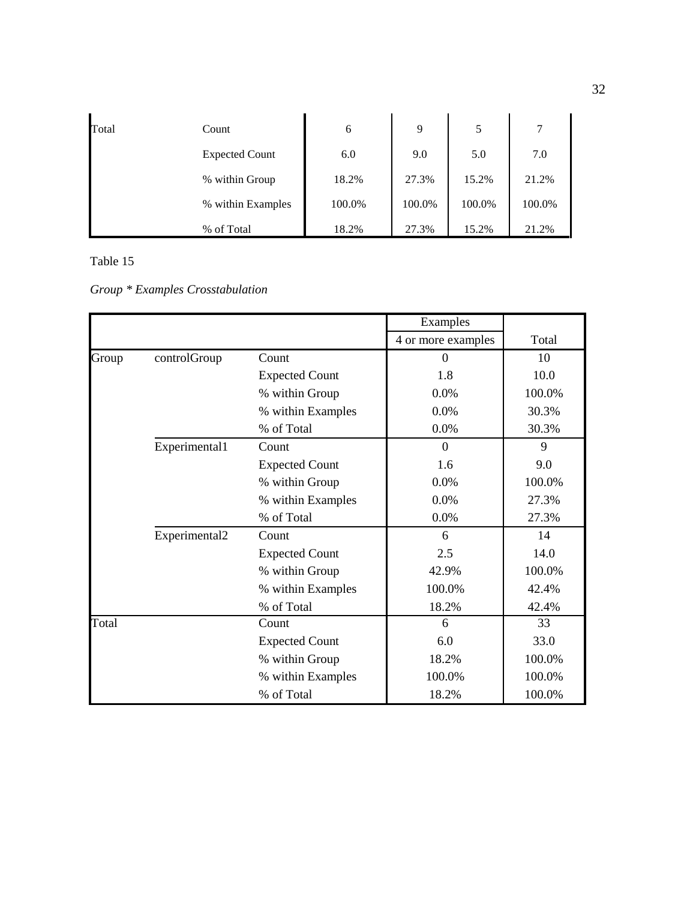| Total | Count | 6 | 9 | 5 | 7 |
|---|---|---|---|---|---|
| | Expected Count | 6.0 | 9.0 | 5.0 | 7.0 |
| | % within Group | 18.2% | 27.3% | 15.2% | 21.2% |
| | % within Examples | 100.0% | 100.0% | 100.0% | 100.0% |
| | % of Total | 18.2% | 27.3% | 15.2% | 21.2% |

Table 15

*Group * Examples Crosstabulation*

| | | | Examples | |
|---|---|---|---|---|
| | | | 4 or more examples | Total |
| Group | controlGroup | Count | 0 | 10 |
| | | Expected Count | 1.8 | 10.0 |
| | | % within Group | 0.0% | 100.0% |
| | | % within Examples | 0.0% | 30.3% |
| | | % of Total | 0.0% | 30.3% |
| | Experimental1 | Count | 0 | 9 |
| | | Expected Count | 1.6 | 9.0 |
| | | % within Group | 0.0% | 100.0% |
| | | % within Examples | 0.0% | 27.3% |
| | | % of Total | 0.0% | 27.3% |
| | Experimental2 | Count | 6 | 14 |
| | | Expected Count | 2.5 | 14.0 |
| | | % within Group | 42.9% | 100.0% |
| | | % within Examples | 100.0% | 42.4% |
| | | % of Total | 18.2% | 42.4% |
| Total | | Count | 6 | 33 |
| | | Expected Count | 6.0 | 33.0 |
| | | % within Group | 18.2% | 100.0% |
| | | % within Examples | 100.0% | 100.0% |
| | | % of Total | 18.2% | 100.0% |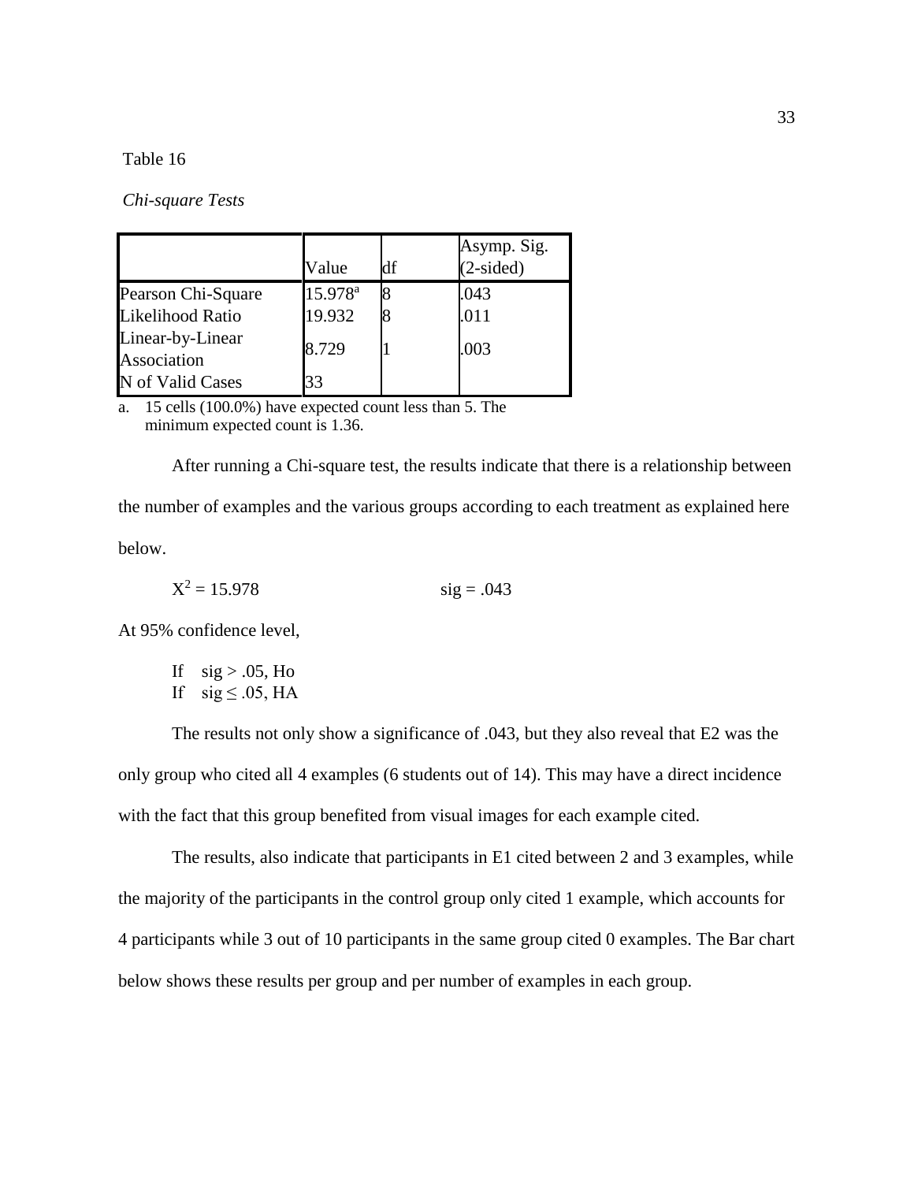Table 16

*Chi-square Tests*

| | Value | df | Asymp. Sig. (2-sided) |
|---|---|---|---|
| Pearson Chi-Square | 15.978[a] | 8 | .043 |
| Likelihood Ratio | 19.932 | 8 | .011 |
| Linear-by-Linear Association | 8.729 | 1 | .003 |
| N of Valid Cases | 33 | | |

a. 15 cells (100.0%) have expected count less than 5. The minimum expected count is 1.36.

After running a Chi-square test, the results indicate that there is a relationship between the number of examples and the various groups according to each treatment as explained here below.

$X^2 = 15.978$ sig = .043

At 95% confidence level,

If sig > .05, Ho
If sig ≤ .05, HA

The results not only show a significance of .043, but they also reveal that E2 was the only group who cited all 4 examples (6 students out of 14). This may have a direct incidence with the fact that this group benefited from visual images for each example cited.

The results, also indicate that participants in E1 cited between 2 and 3 examples, while the majority of the participants in the control group only cited 1 example, which accounts for 4 participants while 3 out of 10 participants in the same group cited 0 examples. The Bar chart below shows these results per group and per number of examples in each group.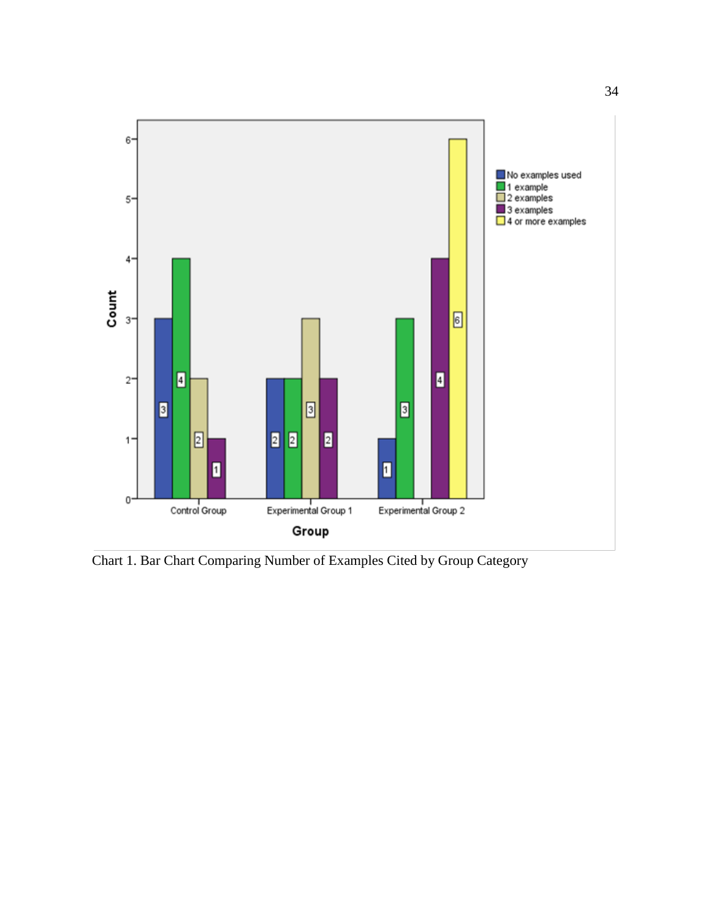Chart 1. Bar Chart Comparing Number of Examples Cited by Group Category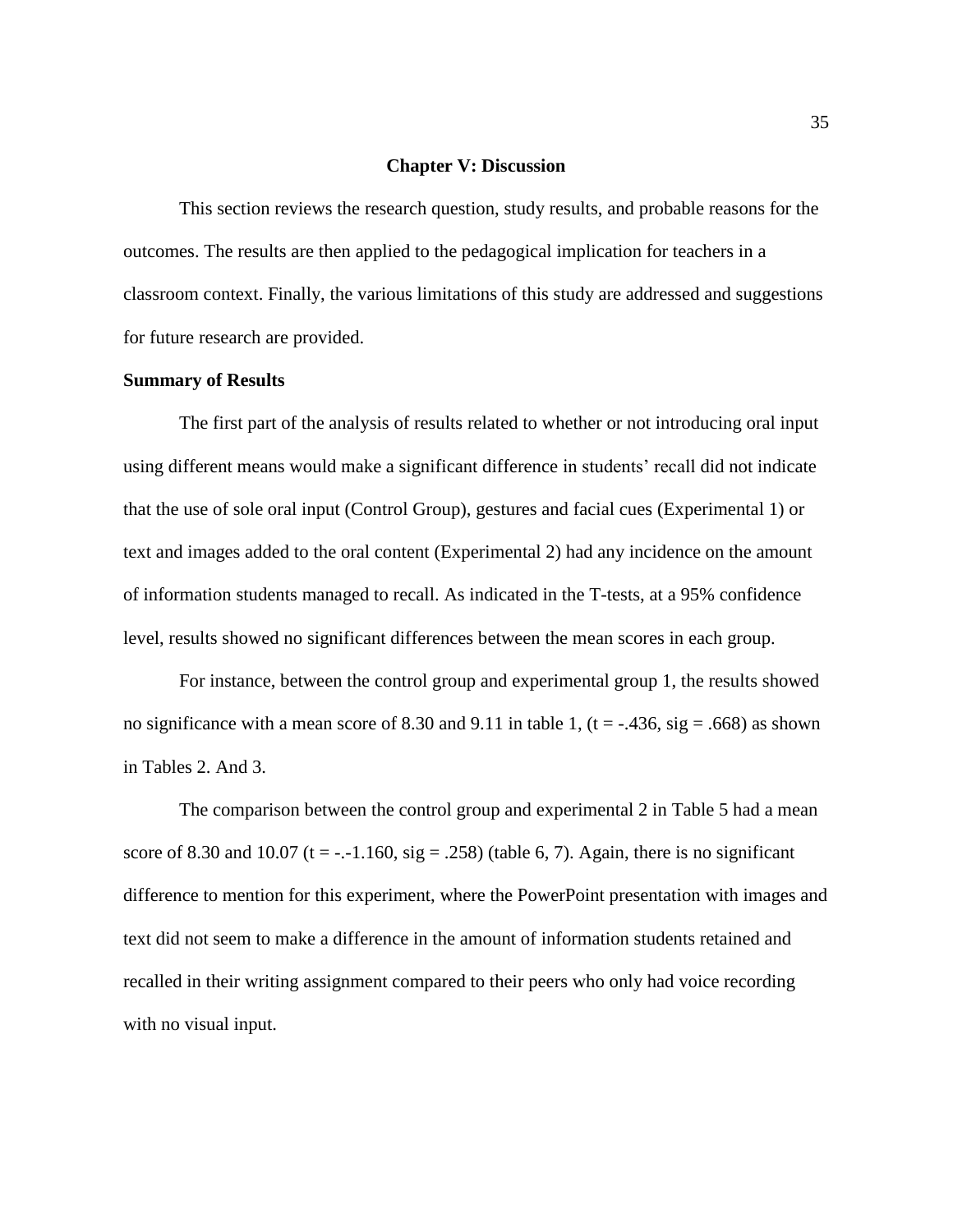## Chapter V: Discussion

This section reviews the research question, study results, and probable reasons for the outcomes. The results are then applied to the pedagogical implication for teachers in a classroom context. Finally, the various limitations of this study are addressed and suggestions for future research are provided.

### Summary of Results

The first part of the analysis of results related to whether or not introducing oral input using different means would make a significant difference in students' recall did not indicate that the use of sole oral input (Control Group), gestures and facial cues (Experimental 1) or text and images added to the oral content (Experimental 2) had any incidence on the amount of information students managed to recall. As indicated in the T-tests, at a 95% confidence level, results showed no significant differences between the mean scores in each group.

For instance, between the control group and experimental group 1, the results showed no significance with a mean score of 8.30 and 9.11 in table 1, (t = -.436, sig = .668) as shown in Tables 2. And 3.

The comparison between the control group and experimental 2 in Table 5 had a mean score of 8.30 and 10.07 (t = -.-1.160, sig = .258) (table 6, 7). Again, there is no significant difference to mention for this experiment, where the PowerPoint presentation with images and text did not seem to make a difference in the amount of information students retained and recalled in their writing assignment compared to their peers who only had voice recording with no visual input.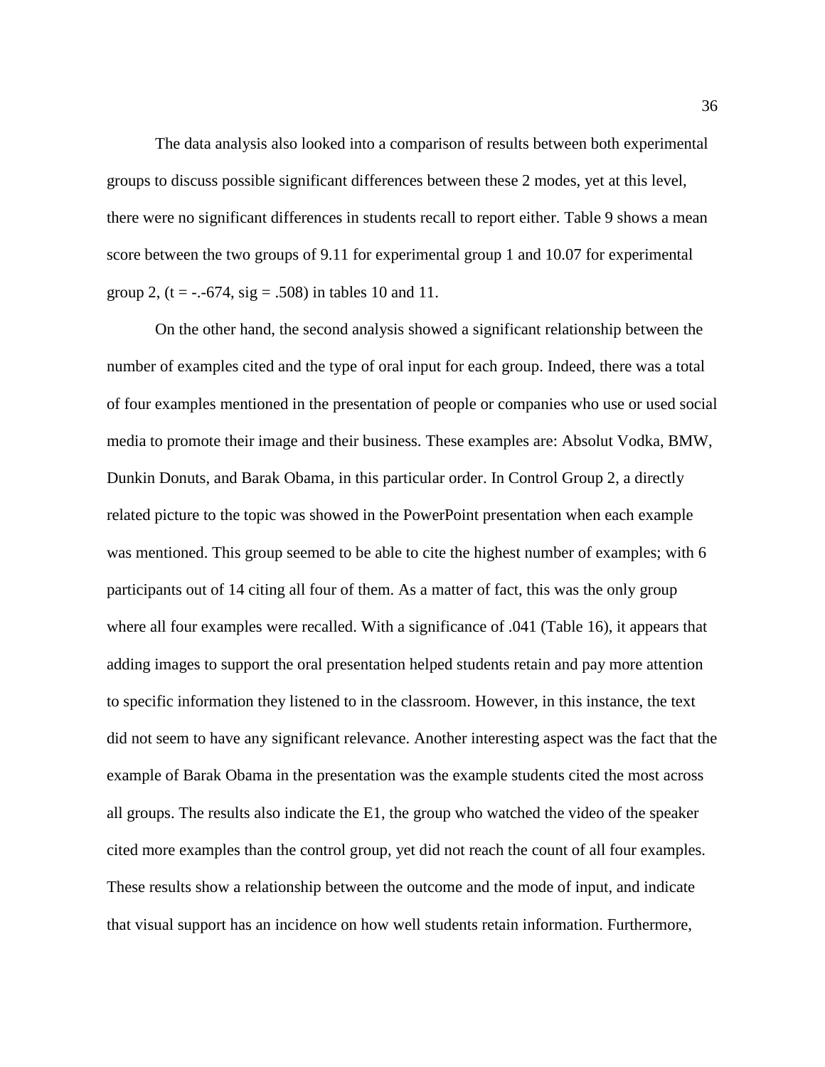The data analysis also looked into a comparison of results between both experimental groups to discuss possible significant differences between these 2 modes, yet at this level, there were no significant differences in students recall to report either. Table 9 shows a mean score between the two groups of 9.11 for experimental group 1 and 10.07 for experimental group 2, (t = -.-674, sig = .508) in tables 10 and 11.

On the other hand, the second analysis showed a significant relationship between the number of examples cited and the type of oral input for each group. Indeed, there was a total of four examples mentioned in the presentation of people or companies who use or used social media to promote their image and their business. These examples are: Absolut Vodka, BMW, Dunkin Donuts, and Barak Obama, in this particular order. In Control Group 2, a directly related picture to the topic was showed in the PowerPoint presentation when each example was mentioned. This group seemed to be able to cite the highest number of examples; with 6 participants out of 14 citing all four of them. As a matter of fact, this was the only group where all four examples were recalled. With a significance of .041 (Table 16), it appears that adding images to support the oral presentation helped students retain and pay more attention to specific information they listened to in the classroom. However, in this instance, the text did not seem to have any significant relevance. Another interesting aspect was the fact that the example of Barak Obama in the presentation was the example students cited the most across all groups. The results also indicate the E1, the group who watched the video of the speaker cited more examples than the control group, yet did not reach the count of all four examples. These results show a relationship between the outcome and the mode of input, and indicate that visual support has an incidence on how well students retain information. Furthermore,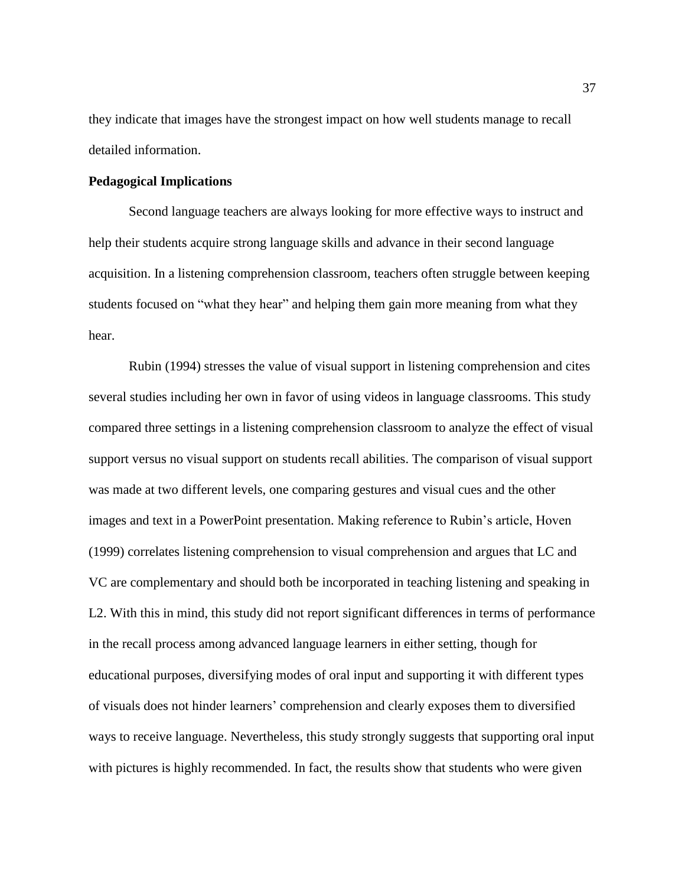they indicate that images have the strongest impact on how well students manage to recall detailed information.

**Pedagogical Implications**

Second language teachers are always looking for more effective ways to instruct and help their students acquire strong language skills and advance in their second language acquisition. In a listening comprehension classroom, teachers often struggle between keeping students focused on "what they hear" and helping them gain more meaning from what they hear.

Rubin (1994) stresses the value of visual support in listening comprehension and cites several studies including her own in favor of using videos in language classrooms. This study compared three settings in a listening comprehension classroom to analyze the effect of visual support versus no visual support on students recall abilities. The comparison of visual support was made at two different levels, one comparing gestures and visual cues and the other images and text in a PowerPoint presentation. Making reference to Rubin's article, Hoven (1999) correlates listening comprehension to visual comprehension and argues that LC and VC are complementary and should both be incorporated in teaching listening and speaking in L2. With this in mind, this study did not report significant differences in terms of performance in the recall process among advanced language learners in either setting, though for educational purposes, diversifying modes of oral input and supporting it with different types of visuals does not hinder learners' comprehension and clearly exposes them to diversified ways to receive language. Nevertheless, this study strongly suggests that supporting oral input with pictures is highly recommended. In fact, the results show that students who were given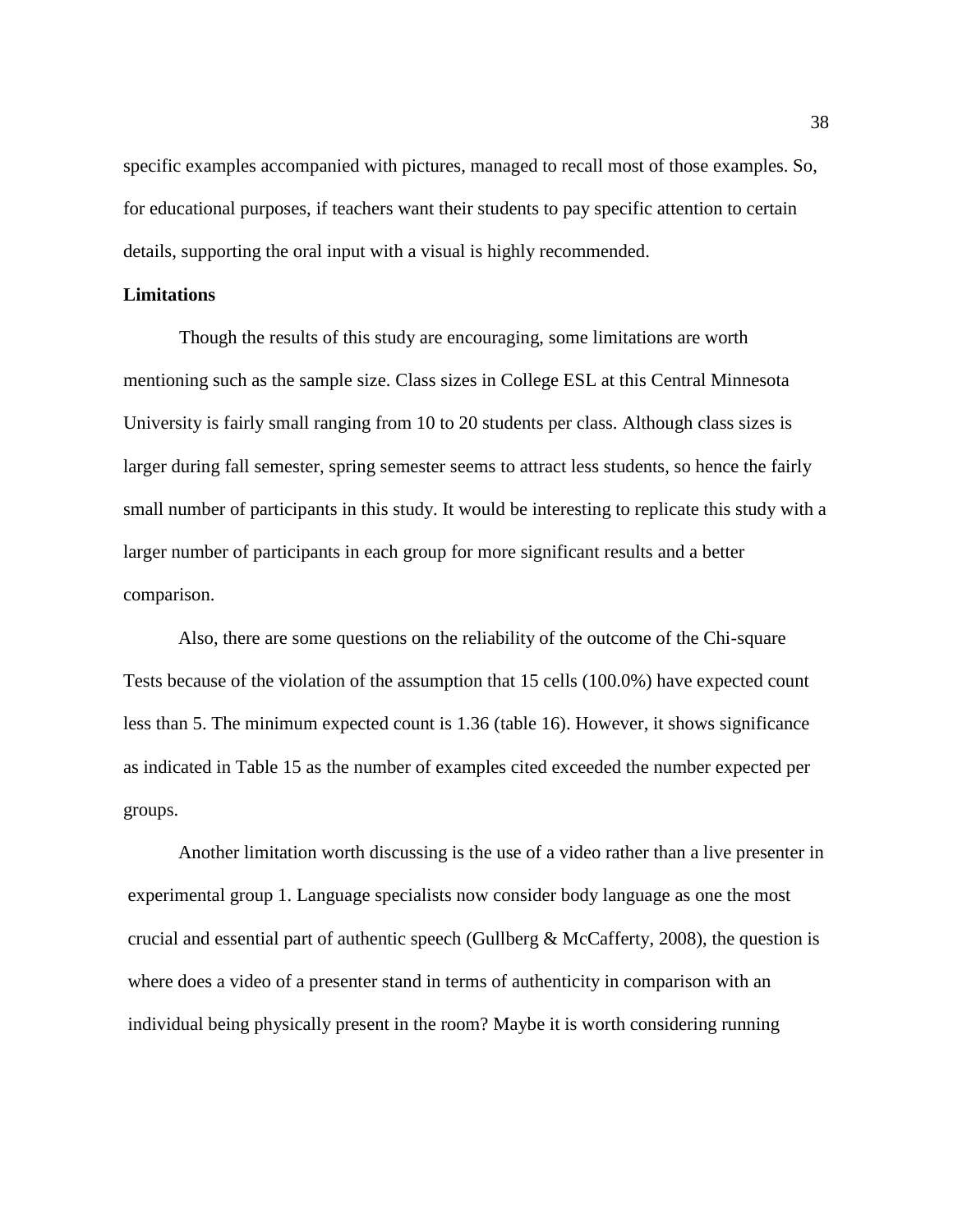specific examples accompanied with pictures, managed to recall most of those examples. So, for educational purposes, if teachers want their students to pay specific attention to certain details, supporting the oral input with a visual is highly recommended.

**Limitations**

Though the results of this study are encouraging, some limitations are worth mentioning such as the sample size. Class sizes in College ESL at this Central Minnesota University is fairly small ranging from 10 to 20 students per class. Although class sizes is larger during fall semester, spring semester seems to attract less students, so hence the fairly small number of participants in this study. It would be interesting to replicate this study with a larger number of participants in each group for more significant results and a better comparison.

Also, there are some questions on the reliability of the outcome of the Chi-square Tests because of the violation of the assumption that 15 cells (100.0%) have expected count less than 5. The minimum expected count is 1.36 (table 16). However, it shows significance as indicated in Table 15 as the number of examples cited exceeded the number expected per groups.

Another limitation worth discussing is the use of a video rather than a live presenter in experimental group 1. Language specialists now consider body language as one the most crucial and essential part of authentic speech (Gullberg & McCafferty, 2008), the question is where does a video of a presenter stand in terms of authenticity in comparison with an individual being physically present in the room? Maybe it is worth considering running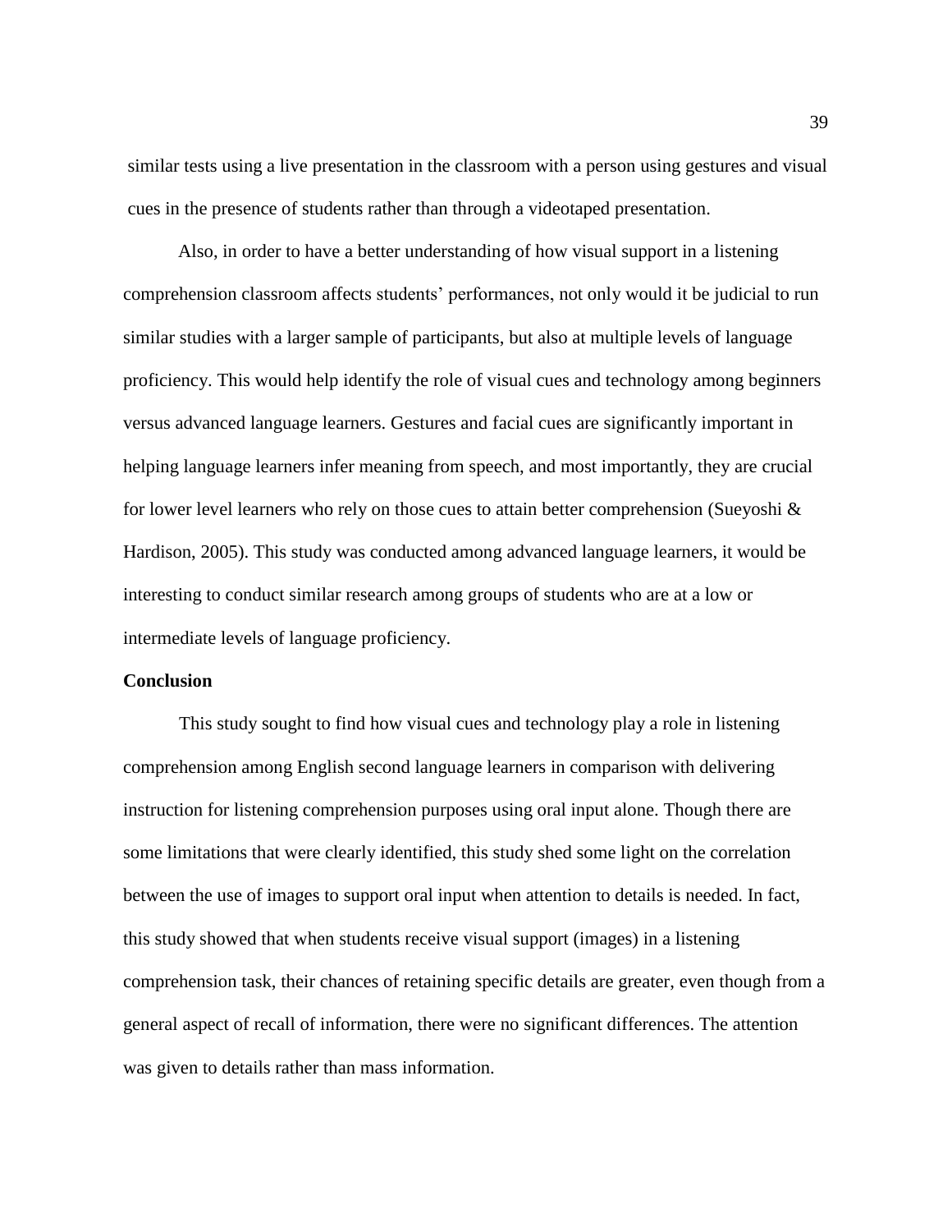similar tests using a live presentation in the classroom with a person using gestures and visual cues in the presence of students rather than through a videotaped presentation.

Also, in order to have a better understanding of how visual support in a listening comprehension classroom affects students' performances, not only would it be judicial to run similar studies with a larger sample of participants, but also at multiple levels of language proficiency. This would help identify the role of visual cues and technology among beginners versus advanced language learners. Gestures and facial cues are significantly important in helping language learners infer meaning from speech, and most importantly, they are crucial for lower level learners who rely on those cues to attain better comprehension (Sueyoshi & Hardison, 2005). This study was conducted among advanced language learners, it would be interesting to conduct similar research among groups of students who are at a low or intermediate levels of language proficiency.

**Conclusion**

This study sought to find how visual cues and technology play a role in listening comprehension among English second language learners in comparison with delivering instruction for listening comprehension purposes using oral input alone. Though there are some limitations that were clearly identified, this study shed some light on the correlation between the use of images to support oral input when attention to details is needed. In fact, this study showed that when students receive visual support (images) in a listening comprehension task, their chances of retaining specific details are greater, even though from a general aspect of recall of information, there were no significant differences. The attention was given to details rather than mass information.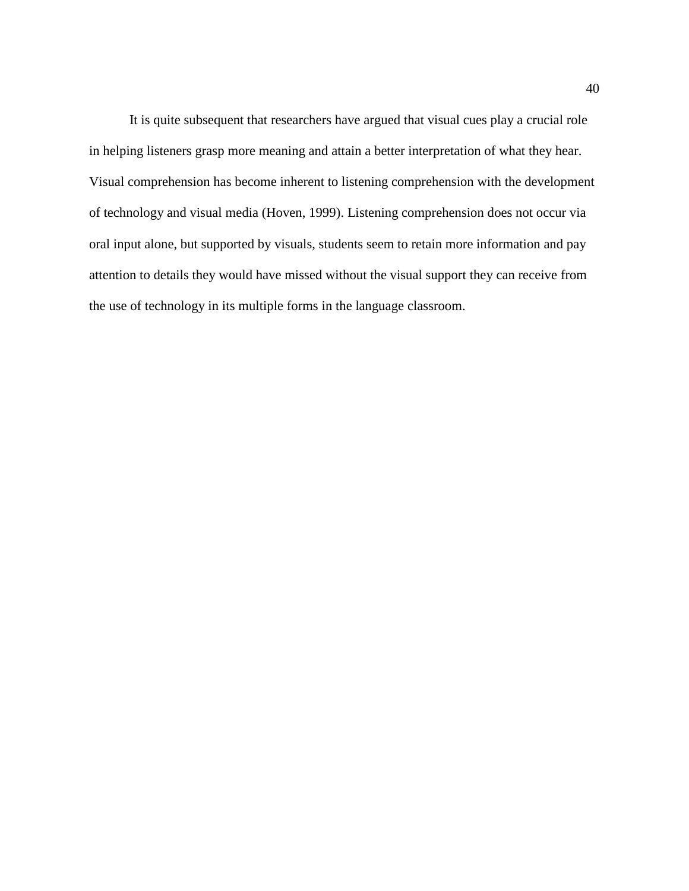It is quite subsequent that researchers have argued that visual cues play a crucial role in helping listeners grasp more meaning and attain a better interpretation of what they hear. Visual comprehension has become inherent to listening comprehension with the development of technology and visual media (Hoven, 1999). Listening comprehension does not occur via oral input alone, but supported by visuals, students seem to retain more information and pay attention to details they would have missed without the visual support they can receive from the use of technology in its multiple forms in the language classroom.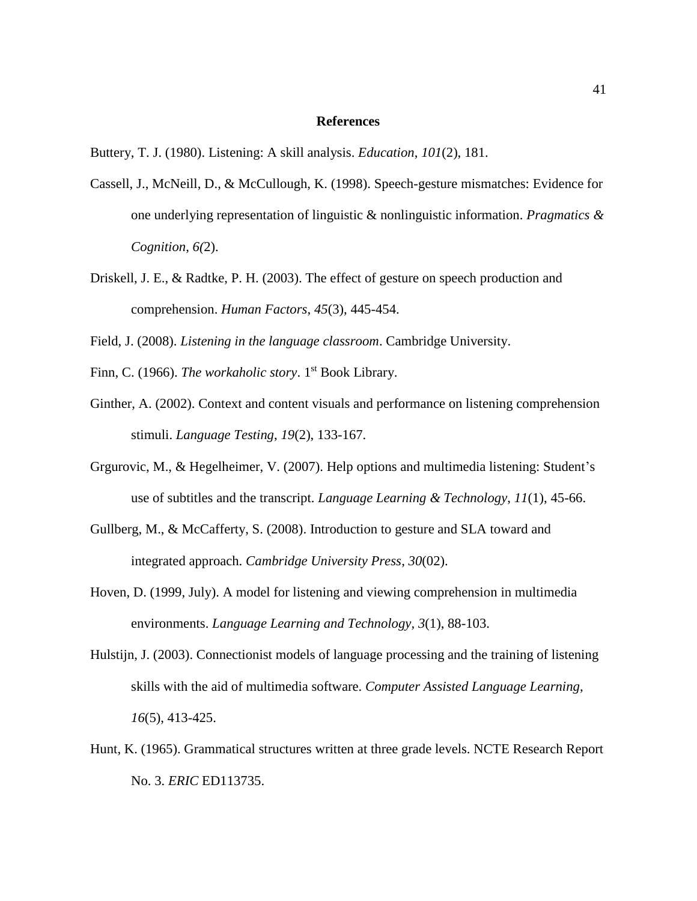## References

Buttery, T. J. (1980). Listening: A skill analysis. *Education*, *101*(2), 181.

Cassell, J., McNeill, D., & McCullough, K. (1998). Speech-gesture mismatches: Evidence for one underlying representation of linguistic & nonlinguistic information. *Pragmatics & Cognition*, *6(*2).

Driskell, J. E., & Radtke, P. H. (2003). The effect of gesture on speech production and comprehension. *Human Factors*, *45*(3), 445-454.

Field, J. (2008). *Listening in the language classroom*. Cambridge University.

Finn, C. (1966). *The workaholic story*. 1st Book Library.

Ginther, A. (2002). Context and content visuals and performance on listening comprehension stimuli. *Language Testing*, *19*(2), 133-167.

Grgurovic, M., & Hegelheimer, V. (2007). Help options and multimedia listening: Student's use of subtitles and the transcript. *Language Learning & Technology*, *11*(1), 45-66.

Gullberg, M., & McCafferty, S. (2008). Introduction to gesture and SLA toward and integrated approach. *Cambridge University Press*, *30*(02).

Hoven, D. (1999, July). A model for listening and viewing comprehension in multimedia environments. *Language Learning and Technology*, *3*(1), 88-103.

Hulstijn, J. (2003). Connectionist models of language processing and the training of listening skills with the aid of multimedia software. *Computer Assisted Language Learning*, *16*(5), 413-425.

Hunt, K. (1965). Grammatical structures written at three grade levels. NCTE Research Report No. 3. *ERIC* ED113735.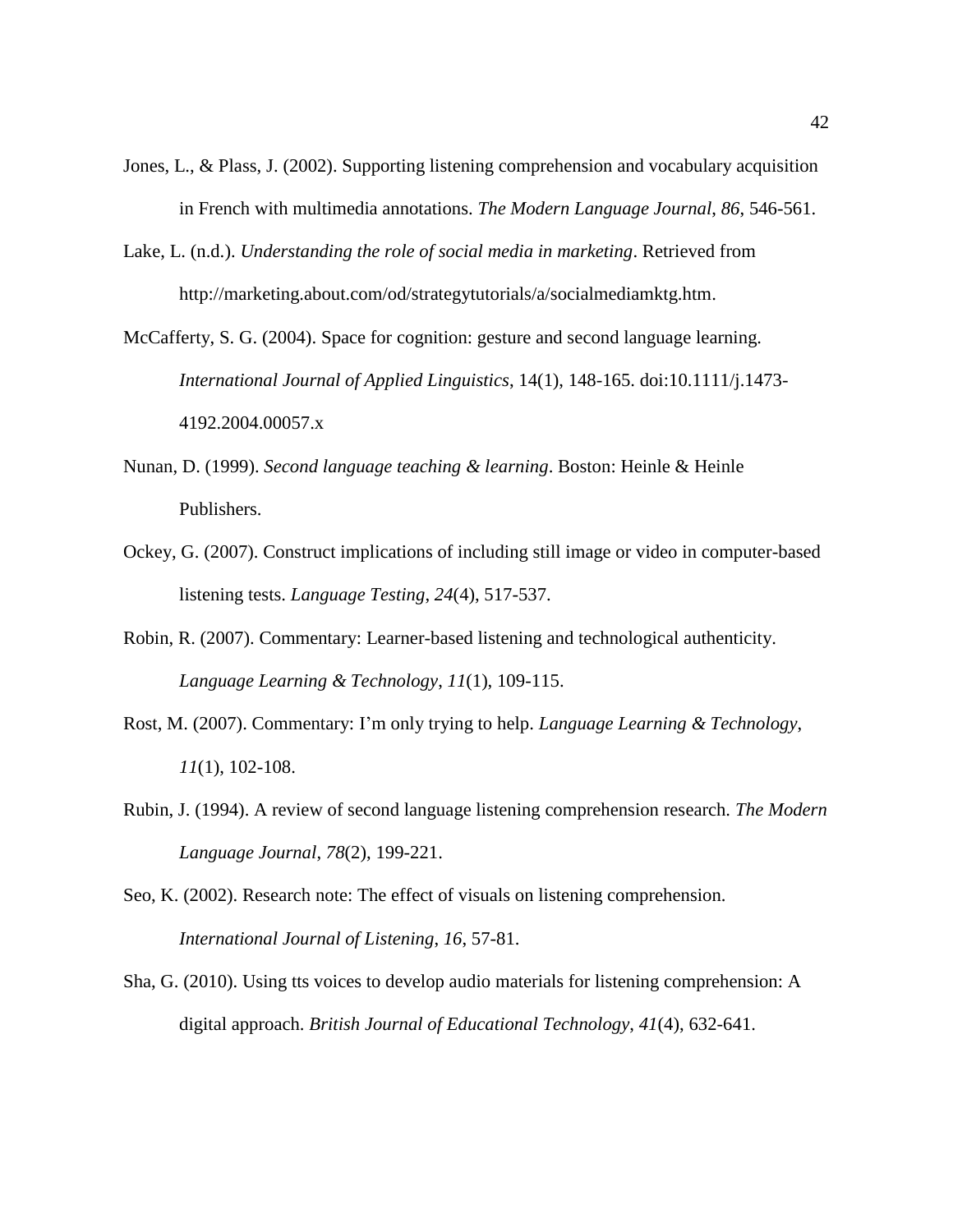Jones, L., & Plass, J. (2002). Supporting listening comprehension and vocabulary acquisition in French with multimedia annotations. *The Modern Language Journal*, *86*, 546-561.

Lake, L. (n.d.). *Understanding the role of social media in marketing*. Retrieved from http://marketing.about.com/od/strategytutorials/a/socialmediamktg.htm.

McCafferty, S. G. (2004). Space for cognition: gesture and second language learning. *International Journal of Applied Linguistics*, 14(1), 148-165. doi:10.1111/j.1473-4192.2004.00057.x

Nunan, D. (1999). *Second language teaching & learning*. Boston: Heinle & Heinle Publishers.

Ockey, G. (2007). Construct implications of including still image or video in computer-based listening tests. *Language Testing*, *24*(4), 517-537.

Robin, R. (2007). Commentary: Learner-based listening and technological authenticity. *Language Learning & Technology*, *11*(1), 109-115.

Rost, M. (2007). Commentary: I'm only trying to help. *Language Learning & Technology*, *11*(1), 102-108.

Rubin, J. (1994). A review of second language listening comprehension research. *The Modern Language Journal*, *78*(2), 199-221.

Seo, K. (2002). Research note: The effect of visuals on listening comprehension. *International Journal of Listening*, *16*, 57-81.

Sha, G. (2010). Using tts voices to develop audio materials for listening comprehension: A digital approach. *British Journal of Educational Technology*, *41*(4), 632-641.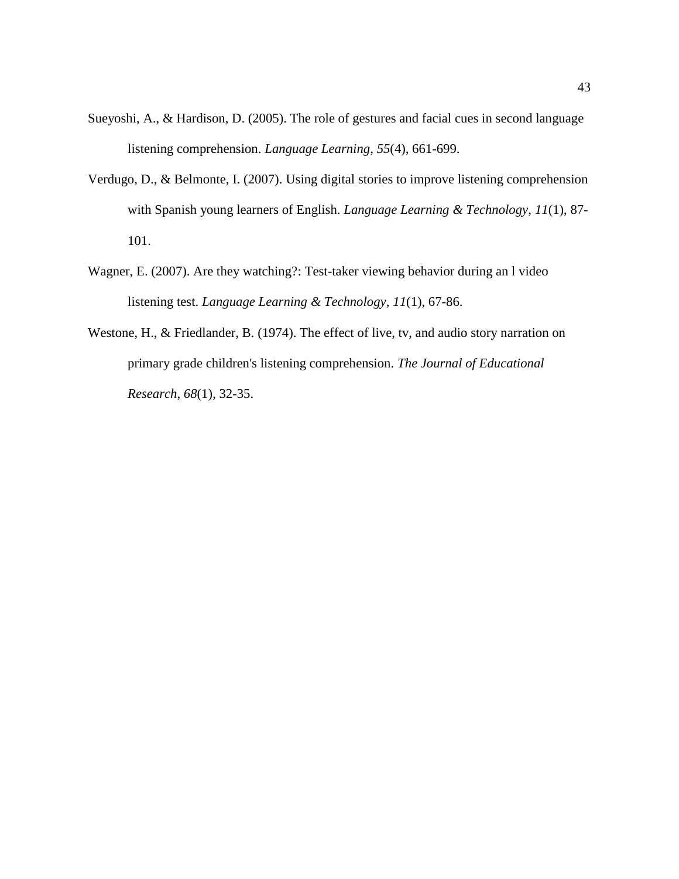Sueyoshi, A., & Hardison, D. (2005). The role of gestures and facial cues in second language listening comprehension. *Language Learning*, *55*(4), 661-699.

Verdugo, D., & Belmonte, I. (2007). Using digital stories to improve listening comprehension with Spanish young learners of English. *Language Learning & Technology*, *11*(1), 87-101.

Wagner, E. (2007). Are they watching?: Test-taker viewing behavior during an l video listening test. *Language Learning & Technology*, *11*(1), 67-86.

Westone, H., & Friedlander, B. (1974). The effect of live, tv, and audio story narration on primary grade children's listening comprehension. *The Journal of Educational Research*, *68*(1), 32-35.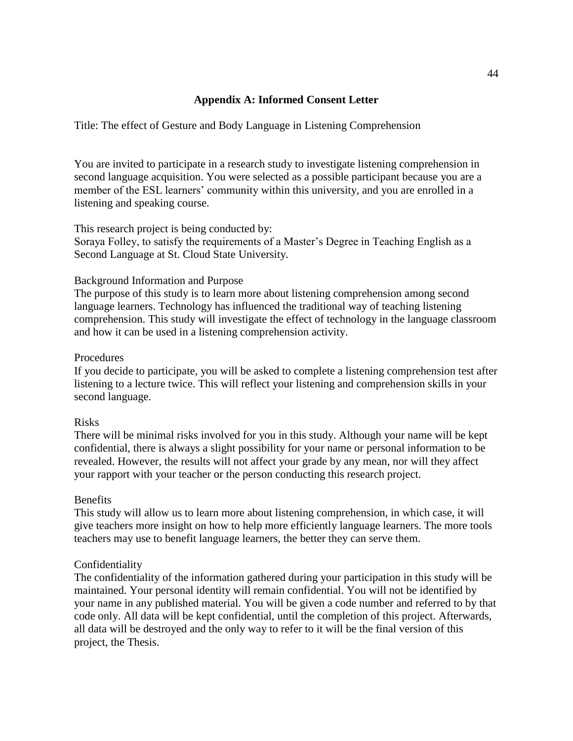## Appendix A: Informed Consent Letter

Title: The effect of Gesture and Body Language in Listening Comprehension

You are invited to participate in a research study to investigate listening comprehension in second language acquisition. You were selected as a possible participant because you are a member of the ESL learners' community within this university, and you are enrolled in a listening and speaking course.

This research project is being conducted by:
Soraya Folley, to satisfy the requirements of a Master's Degree in Teaching English as a Second Language at St. Cloud State University.

Background Information and Purpose
The purpose of this study is to learn more about listening comprehension among second language learners. Technology has influenced the traditional way of teaching listening comprehension. This study will investigate the effect of technology in the language classroom and how it can be used in a listening comprehension activity.

Procedures
If you decide to participate, you will be asked to complete a listening comprehension test after listening to a lecture twice. This will reflect your listening and comprehension skills in your second language.

Risks
There will be minimal risks involved for you in this study. Although your name will be kept confidential, there is always a slight possibility for your name or personal information to be revealed. However, the results will not affect your grade by any mean, nor will they affect your rapport with your teacher or the person conducting this research project.

Benefits
This study will allow us to learn more about listening comprehension, in which case, it will give teachers more insight on how to help more efficiently language learners. The more tools teachers may use to benefit language learners, the better they can serve them.

Confidentiality
The confidentiality of the information gathered during your participation in this study will be maintained. Your personal identity will remain confidential. You will not be identified by your name in any published material. You will be given a code number and referred to by that code only. All data will be kept confidential, until the completion of this project. Afterwards, all data will be destroyed and the only way to refer to it will be the final version of this project, the Thesis.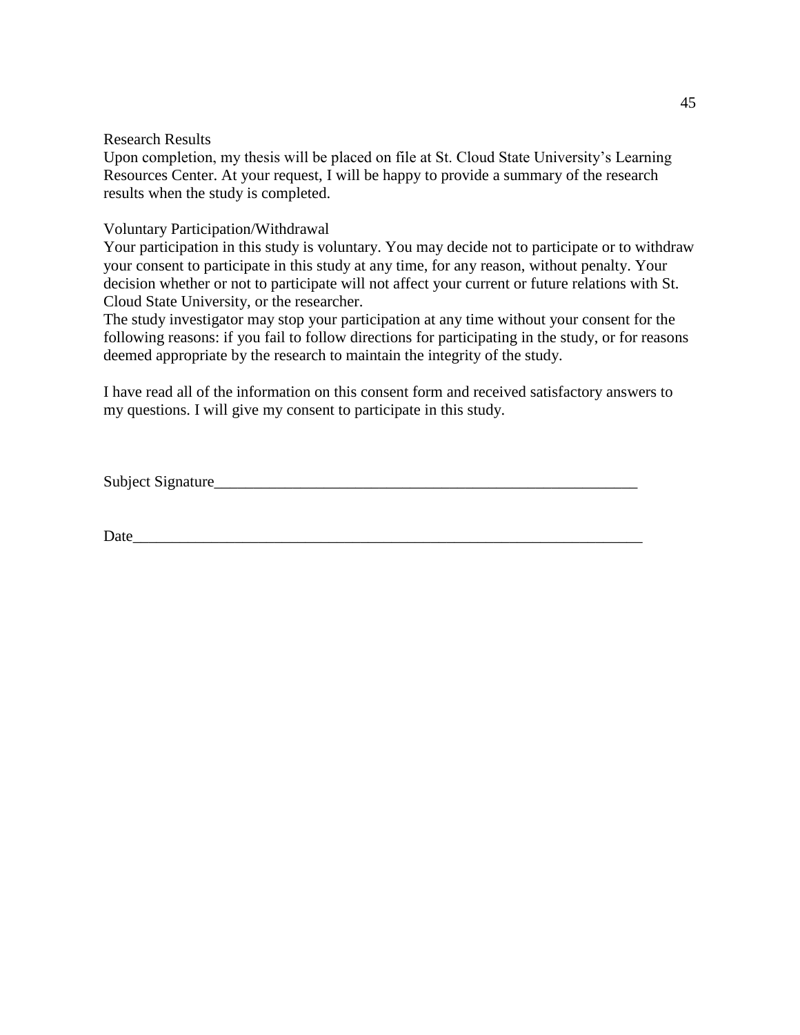Research Results

Upon completion, my thesis will be placed on file at St. Cloud State University's Learning Resources Center. At your request, I will be happy to provide a summary of the research results when the study is completed.

Voluntary Participation/Withdrawal

Your participation in this study is voluntary. You may decide not to participate or to withdraw your consent to participate in this study at any time, for any reason, without penalty. Your decision whether or not to participate will not affect your current or future relations with St. Cloud State University, or the researcher.

The study investigator may stop your participation at any time without your consent for the following reasons: if you fail to follow directions for participating in the study, or for reasons deemed appropriate by the research to maintain the integrity of the study.

I have read all of the information on this consent form and received satisfactory answers to my questions. I will give my consent to participate in this study.

Subject Signature_______________________________________________________

Date______________________________________________________________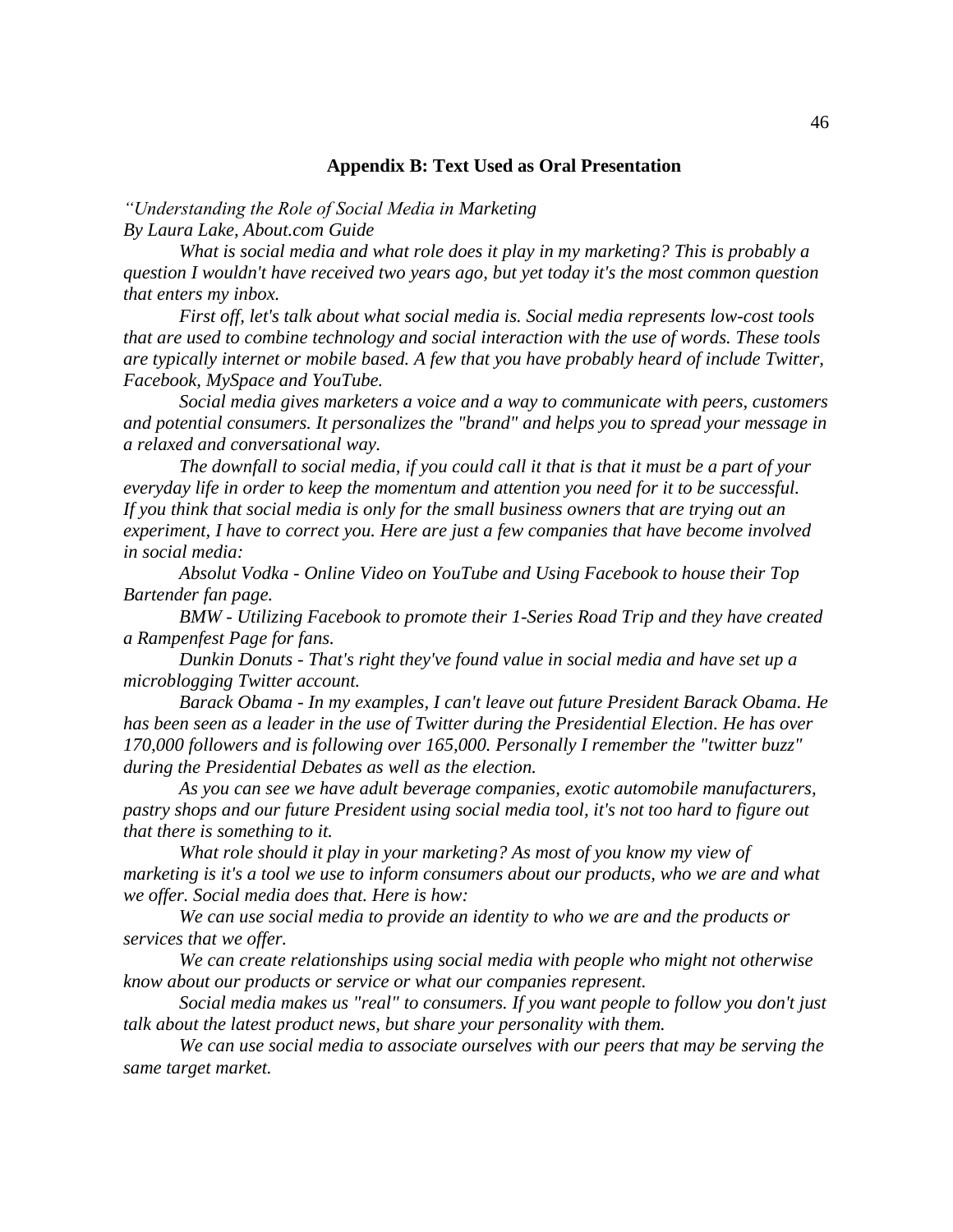### Appendix B: Text Used as Oral Presentation

*"Understanding the Role of Social Media in Marketing*
*By Laura Lake, About.com Guide*

*What is social media and what role does it play in my marketing? This is probably a question I wouldn't have received two years ago, but yet today it's the most common question that enters my inbox.*

*First off, let's talk about what social media is. Social media represents low-cost tools that are used to combine technology and social interaction with the use of words. These tools are typically internet or mobile based. A few that you have probably heard of include Twitter, Facebook, MySpace and YouTube.*

*Social media gives marketers a voice and a way to communicate with peers, customers and potential consumers. It personalizes the "brand" and helps you to spread your message in a relaxed and conversational way.*

*The downfall to social media, if you could call it that is that it must be a part of your everyday life in order to keep the momentum and attention you need for it to be successful. If you think that social media is only for the small business owners that are trying out an experiment, I have to correct you. Here are just a few companies that have become involved in social media:*

*Absolut Vodka - Online Video on YouTube and Using Facebook to house their Top Bartender fan page.*

*BMW - Utilizing Facebook to promote their 1-Series Road Trip and they have created a Rampenfest Page for fans.*

*Dunkin Donuts - That's right they've found value in social media and have set up a microblogging Twitter account.*

*Barack Obama - In my examples, I can't leave out future President Barack Obama. He has been seen as a leader in the use of Twitter during the Presidential Election. He has over 170,000 followers and is following over 165,000. Personally I remember the "twitter buzz" during the Presidential Debates as well as the election.*

*As you can see we have adult beverage companies, exotic automobile manufacturers, pastry shops and our future President using social media tool, it's not too hard to figure out that there is something to it.*

*What role should it play in your marketing? As most of you know my view of marketing is it's a tool we use to inform consumers about our products, who we are and what we offer. Social media does that. Here is how:*

*We can use social media to provide an identity to who we are and the products or services that we offer.*

*We can create relationships using social media with people who might not otherwise know about our products or service or what our companies represent.*

*Social media makes us "real" to consumers. If you want people to follow you don't just talk about the latest product news, but share your personality with them.*

*We can use social media to associate ourselves with our peers that may be serving the same target market.*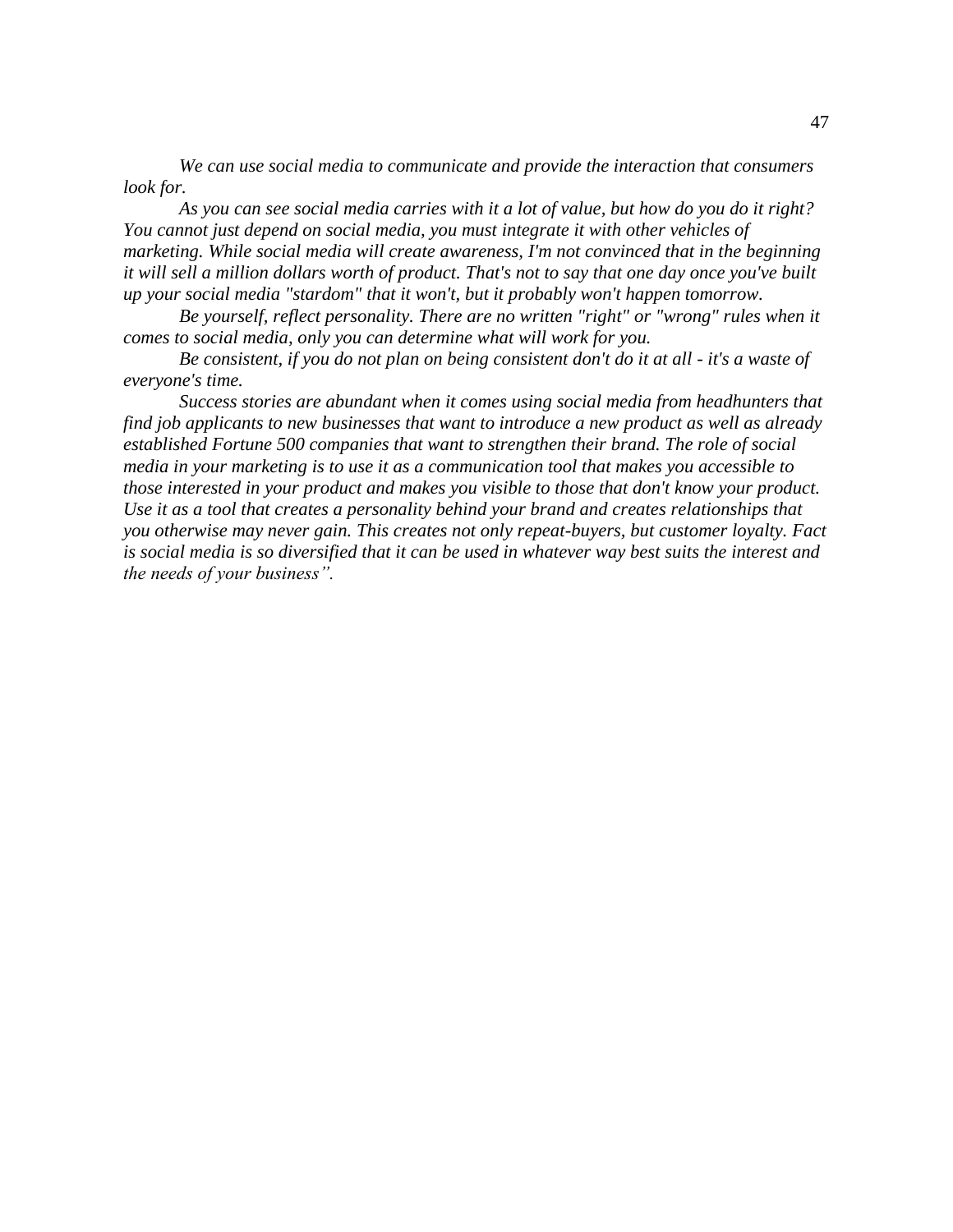*We can use social media to communicate and provide the interaction that consumers look for.*

*As you can see social media carries with it a lot of value, but how do you do it right? You cannot just depend on social media, you must integrate it with other vehicles of marketing. While social media will create awareness, I'm not convinced that in the beginning it will sell a million dollars worth of product. That's not to say that one day once you've built up your social media "stardom" that it won't, but it probably won't happen tomorrow.*

*Be yourself, reflect personality. There are no written "right" or "wrong" rules when it comes to social media, only you can determine what will work for you.*

*Be consistent, if you do not plan on being consistent don't do it at all - it's a waste of everyone's time.*

*Success stories are abundant when it comes using social media from headhunters that find job applicants to new businesses that want to introduce a new product as well as already established Fortune 500 companies that want to strengthen their brand. The role of social media in your marketing is to use it as a communication tool that makes you accessible to those interested in your product and makes you visible to those that don't know your product. Use it as a tool that creates a personality behind your brand and creates relationships that you otherwise may never gain. This creates not only repeat-buyers, but customer loyalty. Fact is social media is so diversified that it can be used in whatever way best suits the interest and the needs of your business".*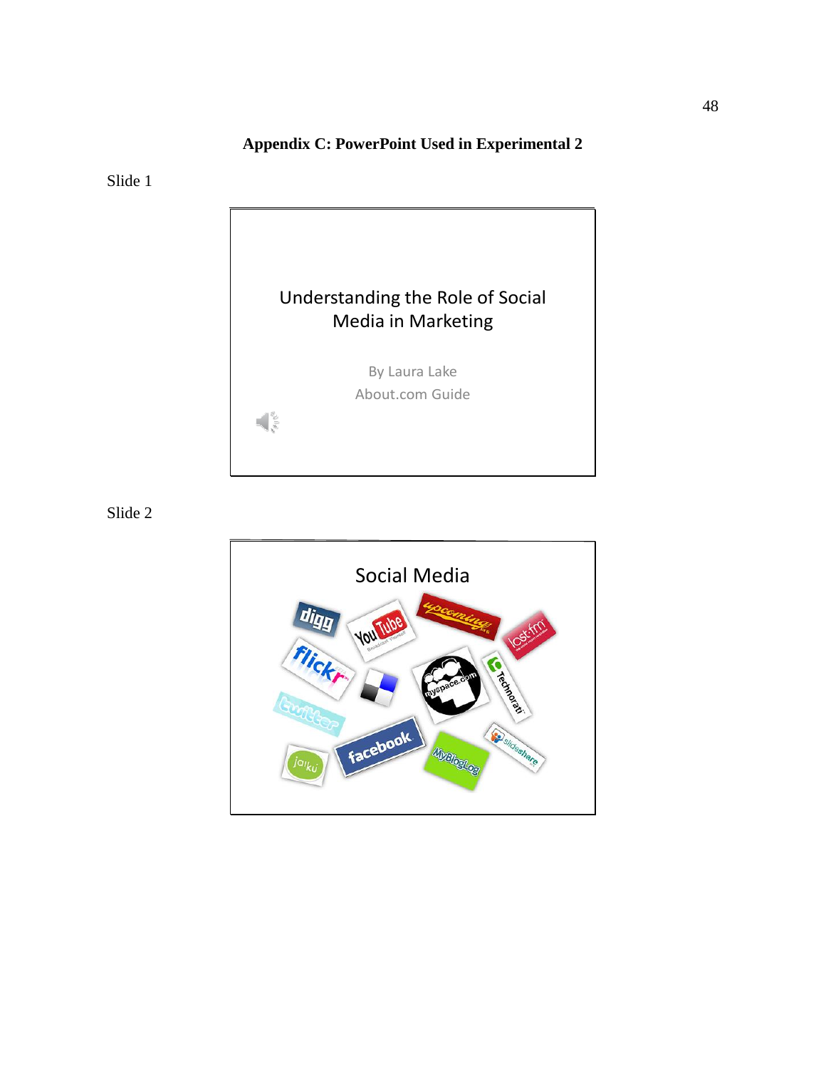## Appendix C: PowerPoint Used in Experimental 2

Slide 1

Understanding the Role of Social Media in Marketing

By Laura Lake
About.com Guide

Slide 2

Social Media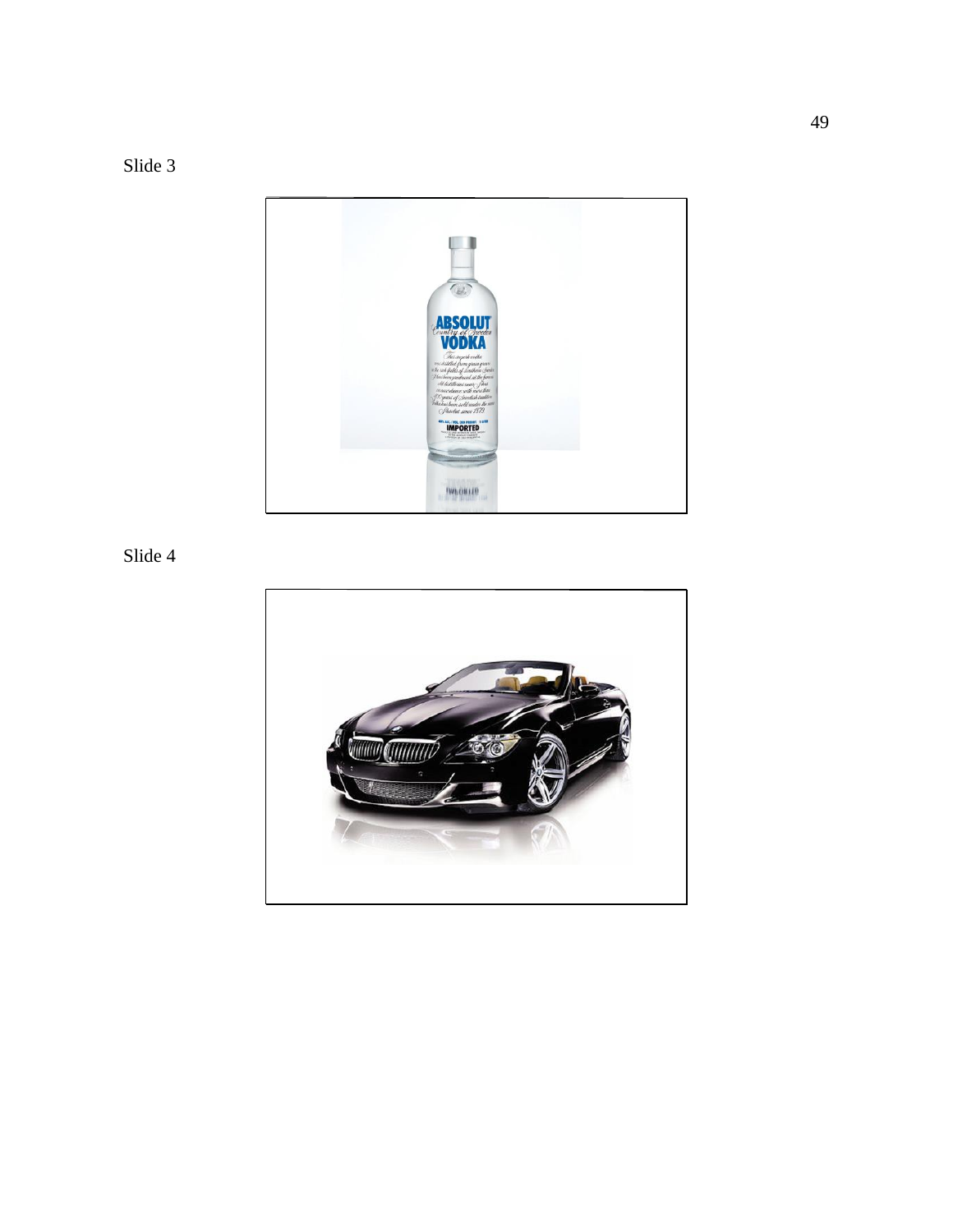Slide 3

Slide 4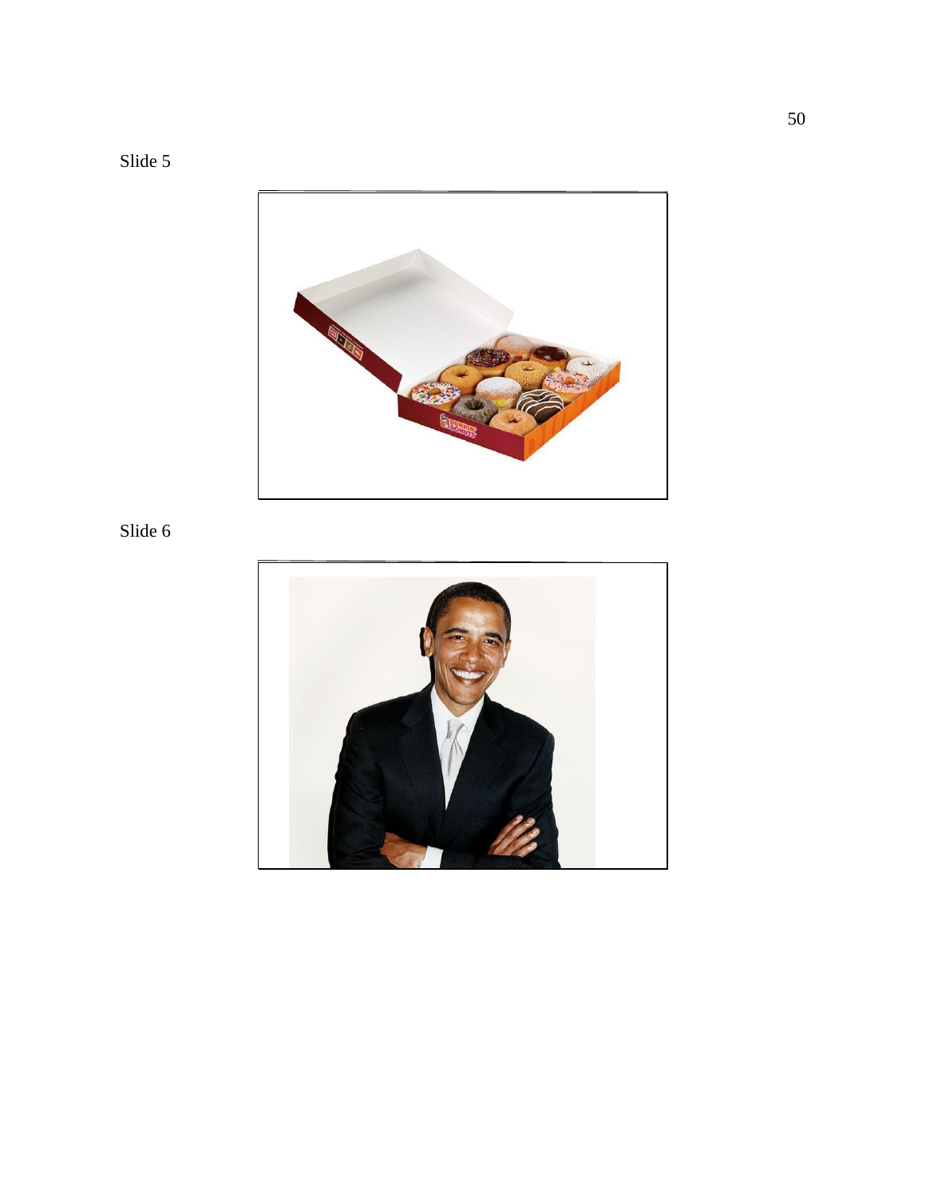Slide 5

Slide 6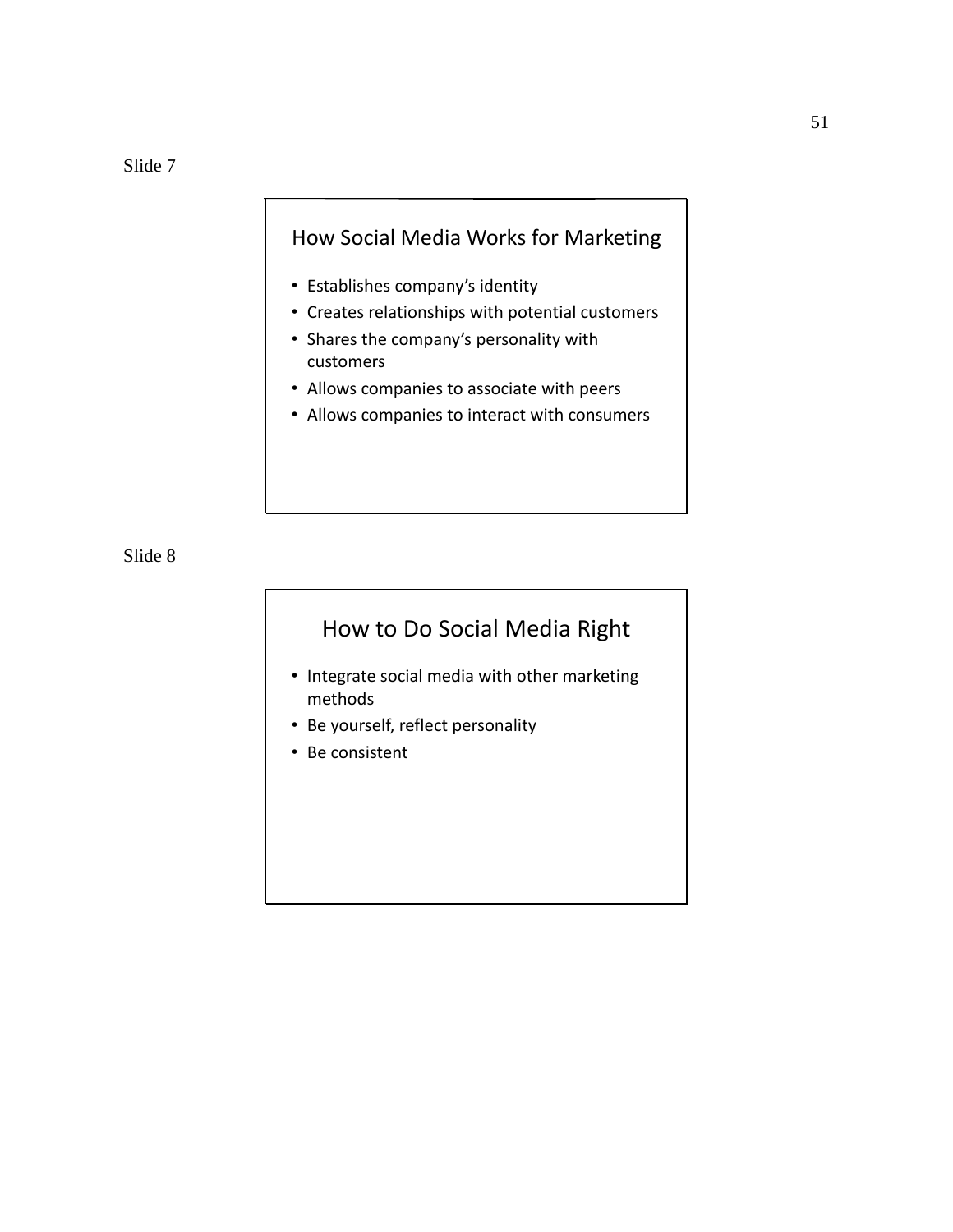Slide 7

## How Social Media Works for Marketing

- Establishes company’s identity
- Creates relationships with potential customers
- Shares the company’s personality with customers
- Allows companies to associate with peers
- Allows companies to interact with consumers

Slide 8

## How to Do Social Media Right

- Integrate social media with other marketing methods
- Be yourself, reflect personality
- Be consistent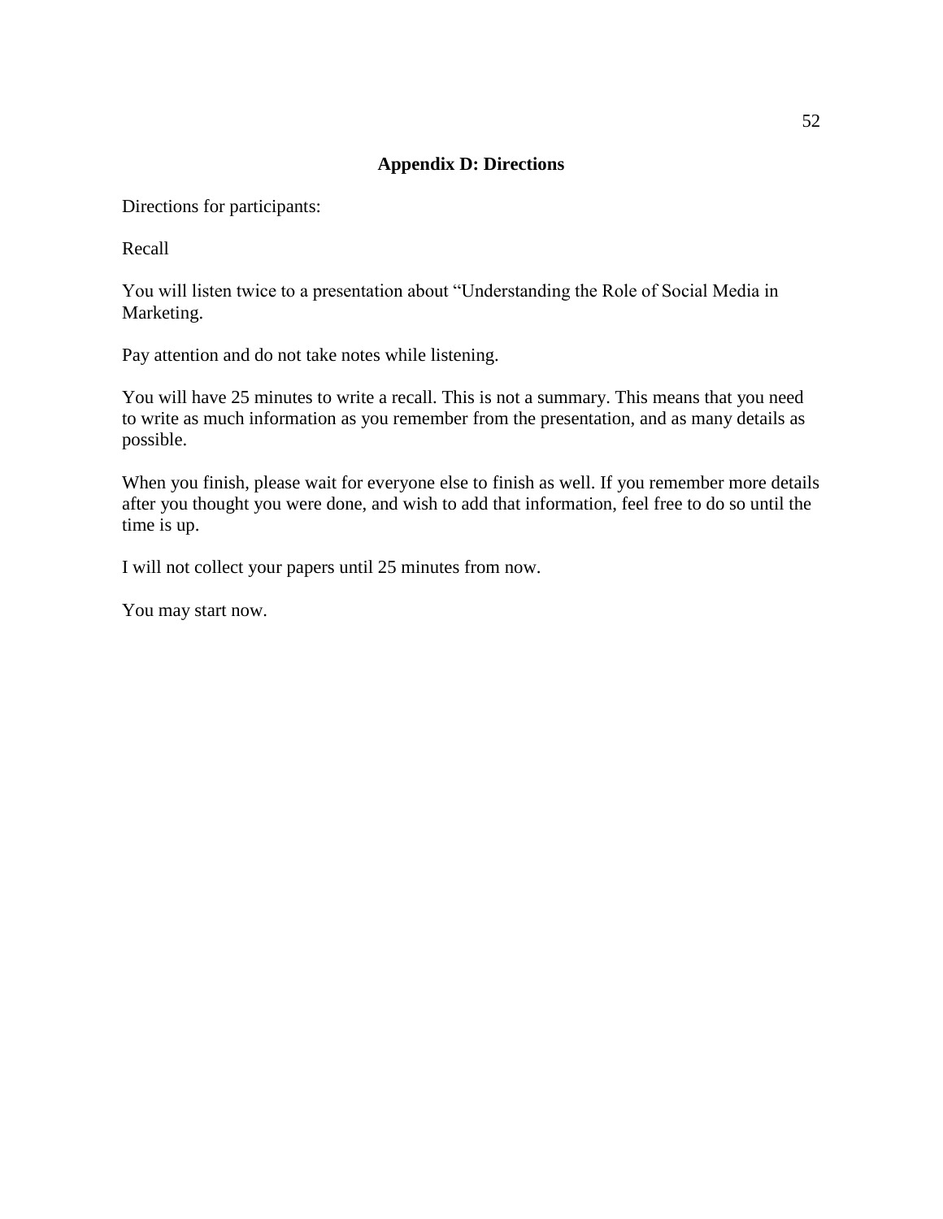## Appendix D: Directions

Directions for participants:

Recall

You will listen twice to a presentation about "Understanding the Role of Social Media in Marketing.

Pay attention and do not take notes while listening.

You will have 25 minutes to write a recall. This is not a summary. This means that you need to write as much information as you remember from the presentation, and as many details as possible.

When you finish, please wait for everyone else to finish as well. If you remember more details after you thought you were done, and wish to add that information, feel free to do so until the time is up.

I will not collect your papers until 25 minutes from now.

You may start now.